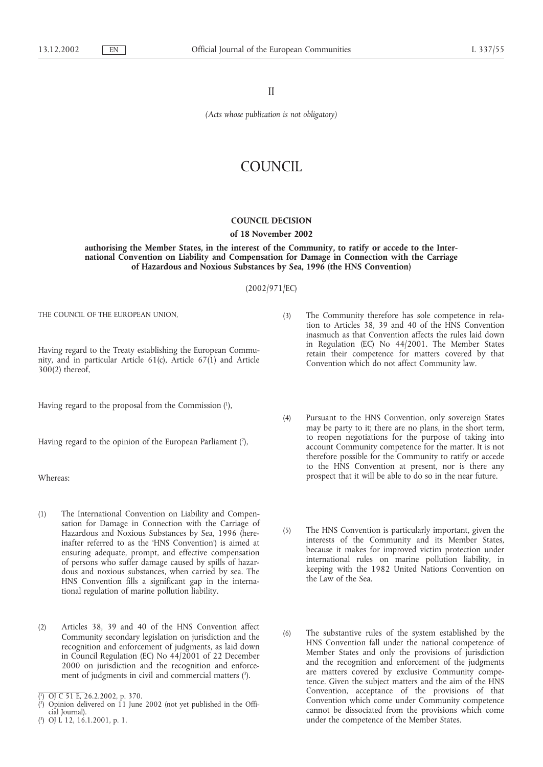II

*(Acts whose publication is not obligatory)*

# COUNCIL

## COUNCIL DECISION

### of 18 November 2002

### authorising the Member States, in the interest of the Community, to ratify or accede to the International Convention on Liability and Compensation for Damage in Connection with the Carriage of Hazardous and Noxious Substances by Sea, 1996 (the HNS Convention)

(2002/971/EC)

THE COUNCIL OF THE EUROPEAN UNION,

Having regard to the Treaty establishing the European Community, and in particular Article 61(c), Article 67(1) and Article 300(2) thereof,

Having regard to the proposal from the Commission [1],

Having regard to the opinion of the European Parliament [2],

Whereas:

(1) The International Convention on Liability and Compensation for Damage in Connection with the Carriage of Hazardous and Noxious Substances by Sea, 1996 (hereinafter referred to as the 'HNS Convention') is aimed at ensuring adequate, prompt, and effective compensation of persons who suffer damage caused by spills of hazardous and noxious substances, when carried by sea. The HNS Convention fills a significant gap in the international regulation of marine pollution liability.

(2) Articles 38, 39 and 40 of the HNS Convention affect Community secondary legislation on jurisdiction and the recognition and enforcement of judgments, as laid down in Council Regulation (EC) No 44/2001 of 22 December 2000 on jurisdiction and the recognition and enforcement of judgments in civil and commercial matters [3].

(3) The Community therefore has sole competence in relation to Articles 38, 39 and 40 of the HNS Convention inasmuch as that Convention affects the rules laid down in Regulation (EC) No 44/2001. The Member States retain their competence for matters covered by that Convention which do not affect Community law.

(4) Pursuant to the HNS Convention, only sovereign States may be party to it; there are no plans, in the short term, to reopen negotiations for the purpose of taking into account Community competence for the matter. It is not therefore possible for the Community to ratify or accede to the HNS Convention at present, nor is there any prospect that it will be able to do so in the near future.

(5) The HNS Convention is particularly important, given the interests of the Community and its Member States, because it makes for improved victim protection under international rules on marine pollution liability, in keeping with the 1982 United Nations Convention on the Law of the Sea.

(6) The substantive rules of the system established by the HNS Convention fall under the national competence of Member States and only the provisions of jurisdiction and the recognition and enforcement of the judgments are matters covered by exclusive Community competence. Given the subject matters and the aim of the HNS Convention, acceptance of the provisions of that Convention which come under Community competence cannot be dissociated from the provisions which come under the competence of the Member States.

---

[1] OJ C 51 E, 26.2.2002, p. 370.

[2] Opinion delivered on 11 June 2002 (not yet published in the Official Journal).

[3] OJ L 12, 16.1.2001, p. 1.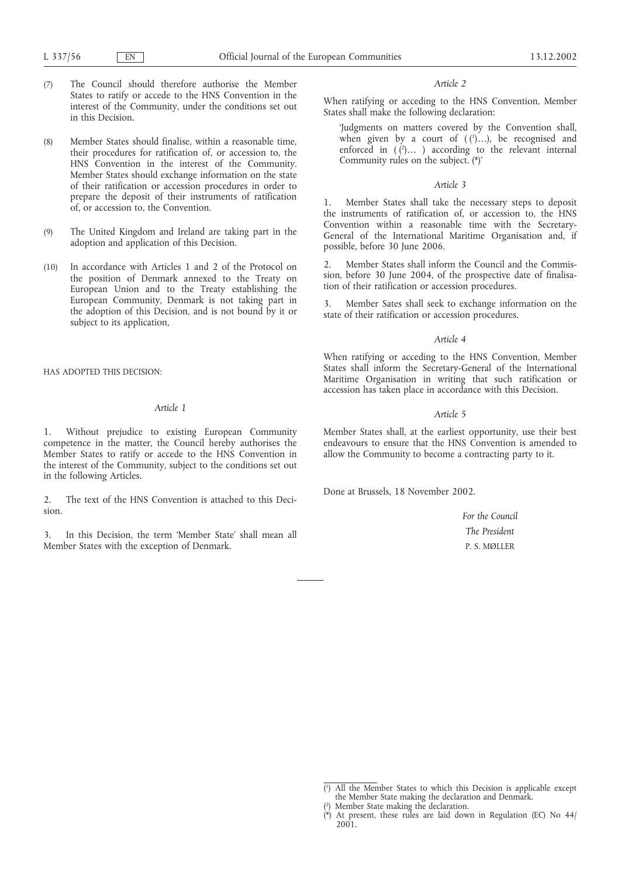(7) The Council should therefore authorise the Member States to ratify or accede to the HNS Convention in the interest of the Community, under the conditions set out in this Decision.

(8) Member States should finalise, within a reasonable time, their procedures for ratification of, or accession to, the HNS Convention in the interest of the Community. Member States should exchange information on the state of their ratification or accession procedures in order to prepare the deposit of their instruments of ratification of, or accession to, the Convention.

(9) The United Kingdom and Ireland are taking part in the adoption and application of this Decision.

(10) In accordance with Articles 1 and 2 of the Protocol on the position of Denmark annexed to the Treaty on European Union and to the Treaty establishing the European Community, Denmark is not taking part in the adoption of this Decision, and is not bound by it or subject to its application,

HAS ADOPTED THIS DECISION:

*Article 1*

1. Without prejudice to existing European Community competence in the matter, the Council hereby authorises the Member States to ratify or accede to the HNS Convention in the interest of the Community, subject to the conditions set out in the following Articles.

2. The text of the HNS Convention is attached to this Decision.

3. In this Decision, the term 'Member State' shall mean all Member States with the exception of Denmark.

*Article 2*

When ratifying or acceding to the HNS Convention, Member States shall make the following declaration:

'Judgments on matters covered by the Convention shall, when given by a court of ([1]…), be recognised and enforced in ([2]… ) according to the relevant internal Community rules on the subject. (*)'

*Article 3*

1. Member States shall take the necessary steps to deposit the instruments of ratification of, or accession to, the HNS Convention within a reasonable time with the Secretary-General of the International Maritime Organisation and, if possible, before 30 June 2006.

2. Member States shall inform the Council and the Commission, before 30 June 2004, of the prospective date of finalisation of their ratification or accession procedures.

3. Member Sates shall seek to exchange information on the state of their ratification or accession procedures.

*Article 4*

When ratifying or acceding to the HNS Convention, Member States shall inform the Secretary-General of the International Maritime Organisation in writing that such ratification or accession has taken place in accordance with this Decision.

*Article 5*

Member States shall, at the earliest opportunity, use their best endeavours to ensure that the HNS Convention is amended to allow the Community to become a contracting party to it.

Done at Brussels, 18 November 2002.

*For the Council*

*The President*

P. S. MØLLER

---

([1]) All the Member States to which this Decision is applicable except the Member State making the declaration and Denmark.

([2]) Member State making the declaration.

(*) At present, these rules are laid down in Regulation (EC) No 44/2001.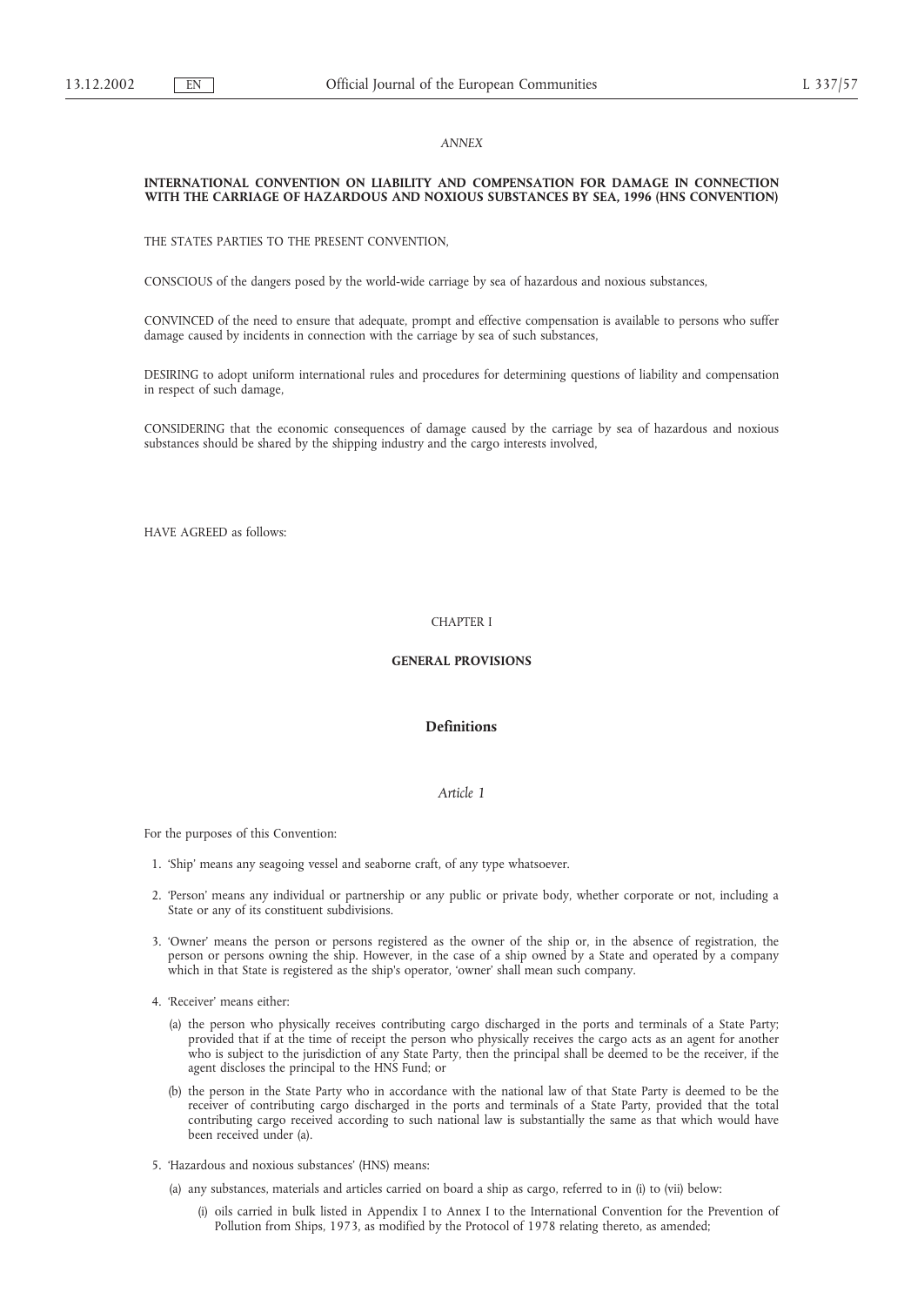*ANNEX*

**INTERNATIONAL CONVENTION ON LIABILITY AND COMPENSATION FOR DAMAGE IN CONNECTION WITH THE CARRIAGE OF HAZARDOUS AND NOXIOUS SUBSTANCES BY SEA, 1996 (HNS CONVENTION)**

THE STATES PARTIES TO THE PRESENT CONVENTION,

CONSCIOUS of the dangers posed by the world-wide carriage by sea of hazardous and noxious substances,

CONVINCED of the need to ensure that adequate, prompt and effective compensation is available to persons who suffer damage caused by incidents in connection with the carriage by sea of such substances,

DESIRING to adopt uniform international rules and procedures for determining questions of liability and compensation in respect of such damage,

CONSIDERING that the economic consequences of damage caused by the carriage by sea of hazardous and noxious substances should be shared by the shipping industry and the cargo interests involved,

HAVE AGREED as follows:

CHAPTER I

**GENERAL PROVISIONS**

**Definitions**

*Article 1*

For the purposes of this Convention:

1. 'Ship' means any seagoing vessel and seaborne craft, of any type whatsoever.

2. 'Person' means any individual or partnership or any public or private body, whether corporate or not, including a State or any of its constituent subdivisions.

3. 'Owner' means the person or persons registered as the owner of the ship or, in the absence of registration, the person or persons owning the ship. However, in the case of a ship owned by a State and operated by a company which in that State is registered as the ship's operator, 'owner' shall mean such company.

4. 'Receiver' means either:

   (a) the person who physically receives contributing cargo discharged in the ports and terminals of a State Party; provided that if at the time of receipt the person who physically receives the cargo acts as an agent for another who is subject to the jurisdiction of any State Party, then the principal shall be deemed to be the receiver, if the agent discloses the principal to the HNS Fund; or

   (b) the person in the State Party who in accordance with the national law of that State Party is deemed to be the receiver of contributing cargo discharged in the ports and terminals of a State Party, provided that the total contributing cargo received according to such national law is substantially the same as that which would have been received under (a).

5. 'Hazardous and noxious substances' (HNS) means:

   (a) any substances, materials and articles carried on board a ship as cargo, referred to in (i) to (vii) below:

      (i) oils carried in bulk listed in Appendix I to Annex I to the International Convention for the Prevention of Pollution from Ships, 1973, as modified by the Protocol of 1978 relating thereto, as amended;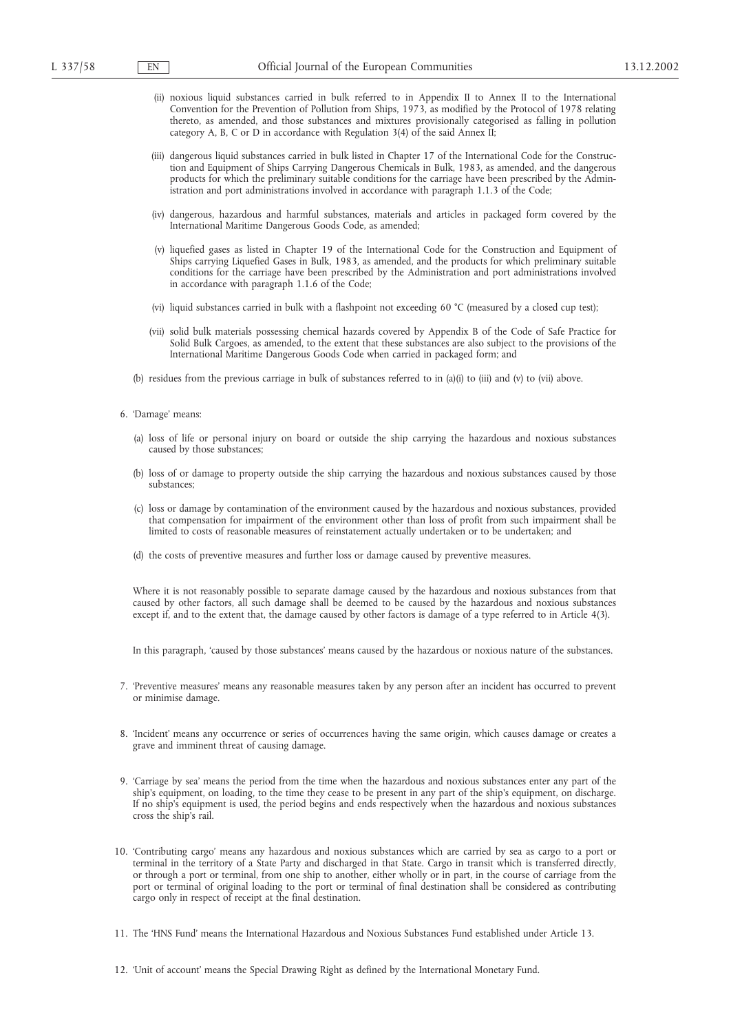(ii) noxious liquid substances carried in bulk referred to in Appendix II to Annex II to the International Convention for the Prevention of Pollution from Ships, 1973, as modified by the Protocol of 1978 relating thereto, as amended, and those substances and mixtures provisionally categorised as falling in pollution category A, B, C or D in accordance with Regulation 3(4) of the said Annex II;

(iii) dangerous liquid substances carried in bulk listed in Chapter 17 of the International Code for the Construction and Equipment of Ships Carrying Dangerous Chemicals in Bulk, 1983, as amended, and the dangerous products for which the preliminary suitable conditions for the carriage have been prescribed by the Administration and port administrations involved in accordance with paragraph 1.1.3 of the Code;

(iv) dangerous, hazardous and harmful substances, materials and articles in packaged form covered by the International Maritime Dangerous Goods Code, as amended;

(v) liquefied gases as listed in Chapter 19 of the International Code for the Construction and Equipment of Ships carrying Liquefied Gases in Bulk, 1983, as amended, and the products for which preliminary suitable conditions for the carriage have been prescribed by the Administration and port administrations involved in accordance with paragraph 1.1.6 of the Code;

(vi) liquid substances carried in bulk with a flashpoint not exceeding 60 °C (measured by a closed cup test);

(vii) solid bulk materials possessing chemical hazards covered by Appendix B of the Code of Safe Practice for Solid Bulk Cargoes, as amended, to the extent that these substances are also subject to the provisions of the International Maritime Dangerous Goods Code when carried in packaged form; and

(b) residues from the previous carriage in bulk of substances referred to in (a)(i) to (iii) and (v) to (vii) above.

6. 'Damage' means:

(a) loss of life or personal injury on board or outside the ship carrying the hazardous and noxious substances caused by those substances;

(b) loss of or damage to property outside the ship carrying the hazardous and noxious substances caused by those substances;

(c) loss or damage by contamination of the environment caused by the hazardous and noxious substances, provided that compensation for impairment of the environment other than loss of profit from such impairment shall be limited to costs of reasonable measures of reinstatement actually undertaken or to be undertaken; and

(d) the costs of preventive measures and further loss or damage caused by preventive measures.

Where it is not reasonably possible to separate damage caused by the hazardous and noxious substances from that caused by other factors, all such damage shall be deemed to be caused by the hazardous and noxious substances except if, and to the extent that, the damage caused by other factors is damage of a type referred to in Article 4(3).

In this paragraph, 'caused by those substances' means caused by the hazardous or noxious nature of the substances.

7. 'Preventive measures' means any reasonable measures taken by any person after an incident has occurred to prevent or minimise damage.

8. 'Incident' means any occurrence or series of occurrences having the same origin, which causes damage or creates a grave and imminent threat of causing damage.

9. 'Carriage by sea' means the period from the time when the hazardous and noxious substances enter any part of the ship's equipment, on loading, to the time they cease to be present in any part of the ship's equipment, on discharge. If no ship's equipment is used, the period begins and ends respectively when the hazardous and noxious substances cross the ship's rail.

10. 'Contributing cargo' means any hazardous and noxious substances which are carried by sea as cargo to a port or terminal in the territory of a State Party and discharged in that State. Cargo in transit which is transferred directly, or through a port or terminal, from one ship to another, either wholly or in part, in the course of carriage from the port or terminal of original loading to the port or terminal of final destination shall be considered as contributing cargo only in respect of receipt at the final destination.

11. The 'HNS Fund' means the International Hazardous and Noxious Substances Fund established under Article 13.

12. 'Unit of account' means the Special Drawing Right as defined by the International Monetary Fund.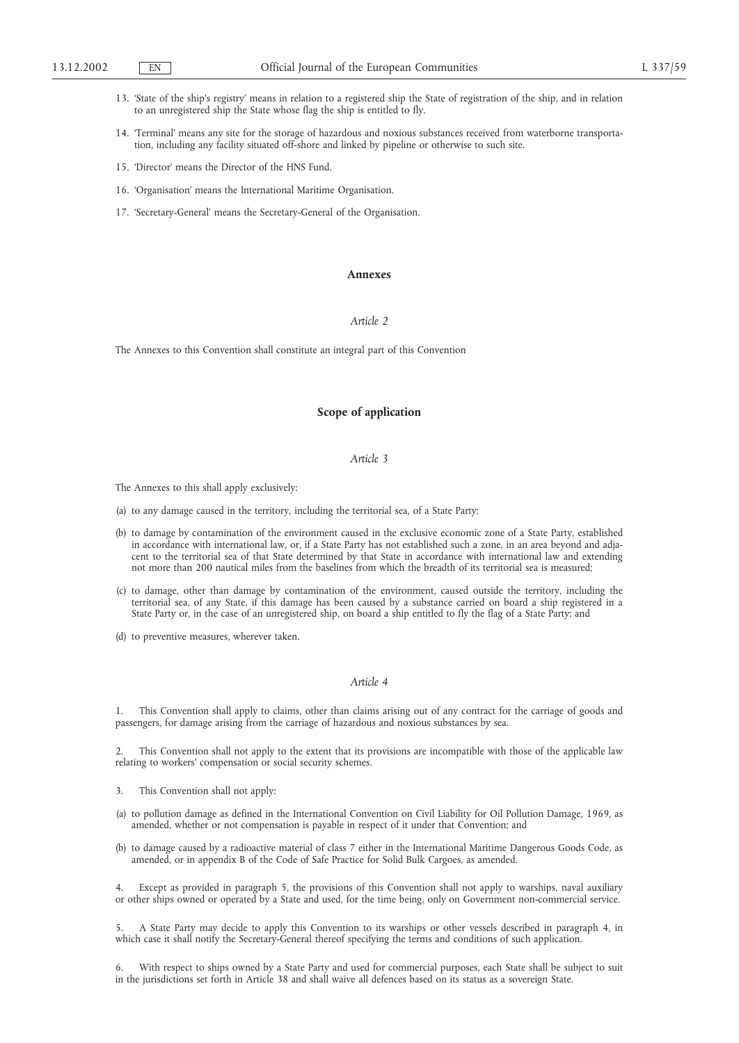13. 'State of the ship's registry' means in relation to a registered ship the State of registration of the ship, and in relation to an unregistered ship the State whose flag the ship is entitled to fly.

14. 'Terminal' means any site for the storage of hazardous and noxious substances received from waterborne transportation, including any facility situated off-shore and linked by pipeline or otherwise to such site.

15. 'Director' means the Director of the HNS Fund.

16. 'Organisation' means the International Maritime Organisation.

17. 'Secretary-General' means the Secretary-General of the Organisation.

## Annexes

*Article 2*

The Annexes to this Convention shall constitute an integral part of this Convention

## Scope of application

*Article 3*

The Annexes to this shall apply exclusively:

(a) to any damage caused in the territory, including the territorial sea, of a State Party;

(b) to damage by contamination of the environment caused in the exclusive economic zone of a State Party, established in accordance with international law, or, if a State Party has not established such a zone, in an area beyond and adjacent to the territorial sea of that State determined by that State in accordance with international law and extending not more than 200 nautical miles from the baselines from which the breadth of its territorial sea is measured;

(c) to damage, other than damage by contamination of the environment, caused outside the territory, including the territorial sea, of any State, if this damage has been caused by a substance carried on board a ship registered in a State Party or, in the case of an unregistered ship, on board a ship entitled to fly the flag of a State Party; and

(d) to preventive measures, wherever taken.

*Article 4*

1. This Convention shall apply to claims, other than claims arising out of any contract for the carriage of goods and passengers, for damage arising from the carriage of hazardous and noxious substances by sea.

2. This Convention shall not apply to the extent that its provisions are incompatible with those of the applicable law relating to workers' compensation or social security schemes.

3. This Convention shall not apply:

(a) to pollution damage as defined in the International Convention on Civil Liability for Oil Pollution Damage, 1969, as amended, whether or not compensation is payable in respect of it under that Convention; and

(b) to damage caused by a radioactive material of class 7 either in the International Maritime Dangerous Goods Code, as amended, or in appendix B of the Code of Safe Practice for Solid Bulk Cargoes, as amended.

4. Except as provided in paragraph 5, the provisions of this Convention shall not apply to warships, naval auxiliary or other ships owned or operated by a State and used, for the time being, only on Government non-commercial service.

5. A State Party may decide to apply this Convention to its warships or other vessels described in paragraph 4, in which case it shall notify the Secretary-General thereof specifying the terms and conditions of such application.

6. With respect to ships owned by a State Party and used for commercial purposes, each State shall be subject to suit in the jurisdictions set forth in Article 38 and shall waive all defences based on its status as a sovereign State.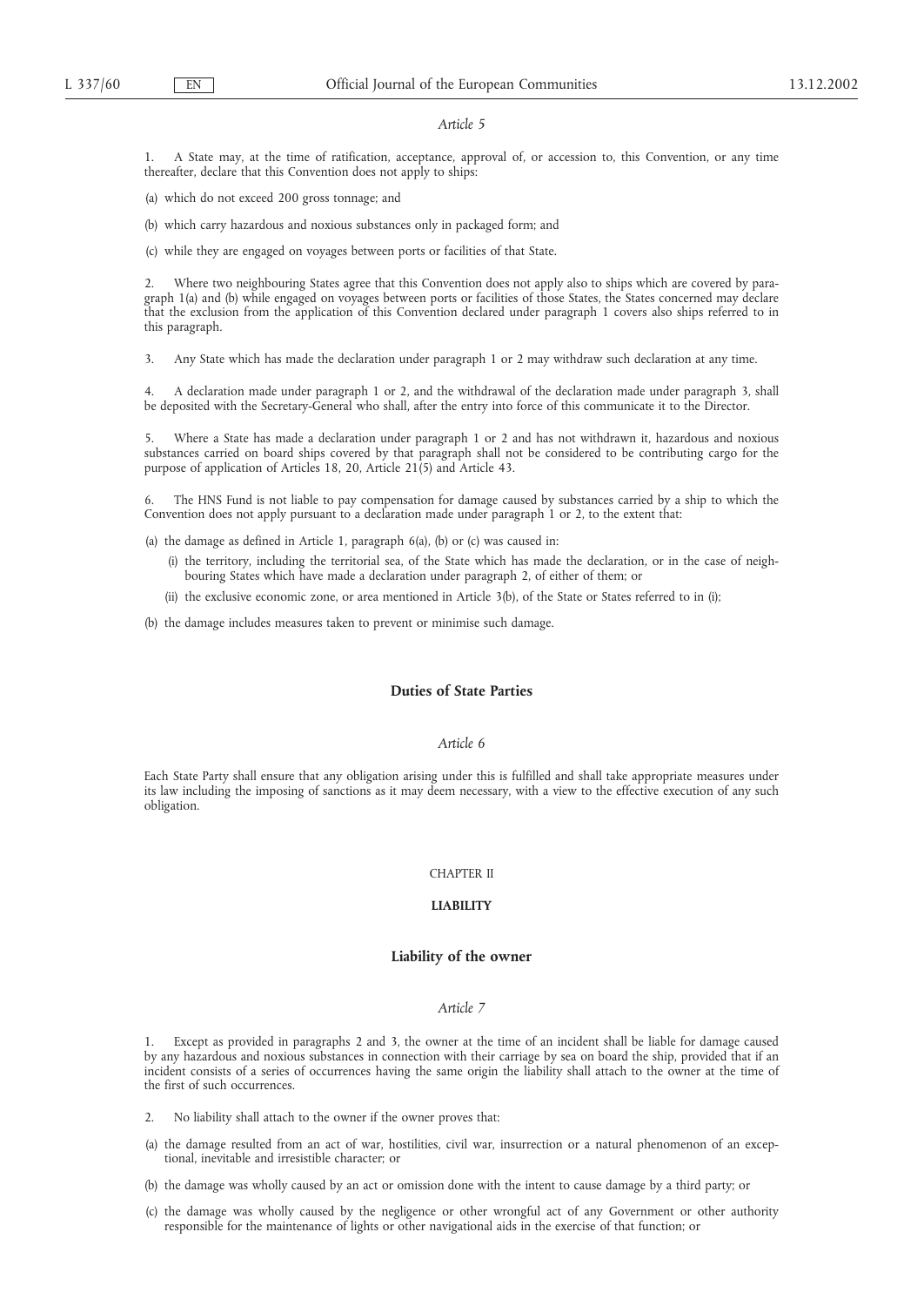*Article 5*

1. A State may, at the time of ratification, acceptance, approval of, or accession to, this Convention, or any time thereafter, declare that this Convention does not apply to ships:

(a) which do not exceed 200 gross tonnage; and

(b) which carry hazardous and noxious substances only in packaged form; and

(c) while they are engaged on voyages between ports or facilities of that State.

2. Where two neighbouring States agree that this Convention does not apply also to ships which are covered by paragraph 1(a) and (b) while engaged on voyages between ports or facilities of those States, the States concerned may declare that the exclusion from the application of this Convention declared under paragraph 1 covers also ships referred to in this paragraph.

3. Any State which has made the declaration under paragraph 1 or 2 may withdraw such declaration at any time.

4. A declaration made under paragraph 1 or 2, and the withdrawal of the declaration made under paragraph 3, shall be deposited with the Secretary-General who shall, after the entry into force of this communicate it to the Director.

5. Where a State has made a declaration under paragraph 1 or 2 and has not withdrawn it, hazardous and noxious substances carried on board ships covered by that paragraph shall not be considered to be contributing cargo for the purpose of application of Articles 18, 20, Article 21(5) and Article 43.

6. The HNS Fund is not liable to pay compensation for damage caused by substances carried by a ship to which the Convention does not apply pursuant to a declaration made under paragraph 1 or 2, to the extent that:

(a) the damage as defined in Article 1, paragraph 6(a), (b) or (c) was caused in:

   (i) the territory, including the territorial sea, of the State which has made the declaration, or in the case of neighbouring States which have made a declaration under paragraph 2, of either of them; or

   (ii) the exclusive economic zone, or area mentioned in Article 3(b), of the State or States referred to in (i);

(b) the damage includes measures taken to prevent or minimise such damage.

### Duties of State Parties

*Article 6*

Each State Party shall ensure that any obligation arising under this is fulfilled and shall take appropriate measures under its law including the imposing of sanctions as it may deem necessary, with a view to the effective execution of any such obligation.

## CHAPTER II

## LIABILITY

### Liability of the owner

*Article 7*

1. Except as provided in paragraphs 2 and 3, the owner at the time of an incident shall be liable for damage caused by any hazardous and noxious substances in connection with their carriage by sea on board the ship, provided that if an incident consists of a series of occurrences having the same origin the liability shall attach to the owner at the time of the first of such occurrences.

2. No liability shall attach to the owner if the owner proves that:

(a) the damage resulted from an act of war, hostilities, civil war, insurrection or a natural phenomenon of an exceptional, inevitable and irresistible character; or

(b) the damage was wholly caused by an act or omission done with the intent to cause damage by a third party; or

(c) the damage was wholly caused by the negligence or other wrongful act of any Government or other authority responsible for the maintenance of lights or other navigational aids in the exercise of that function; or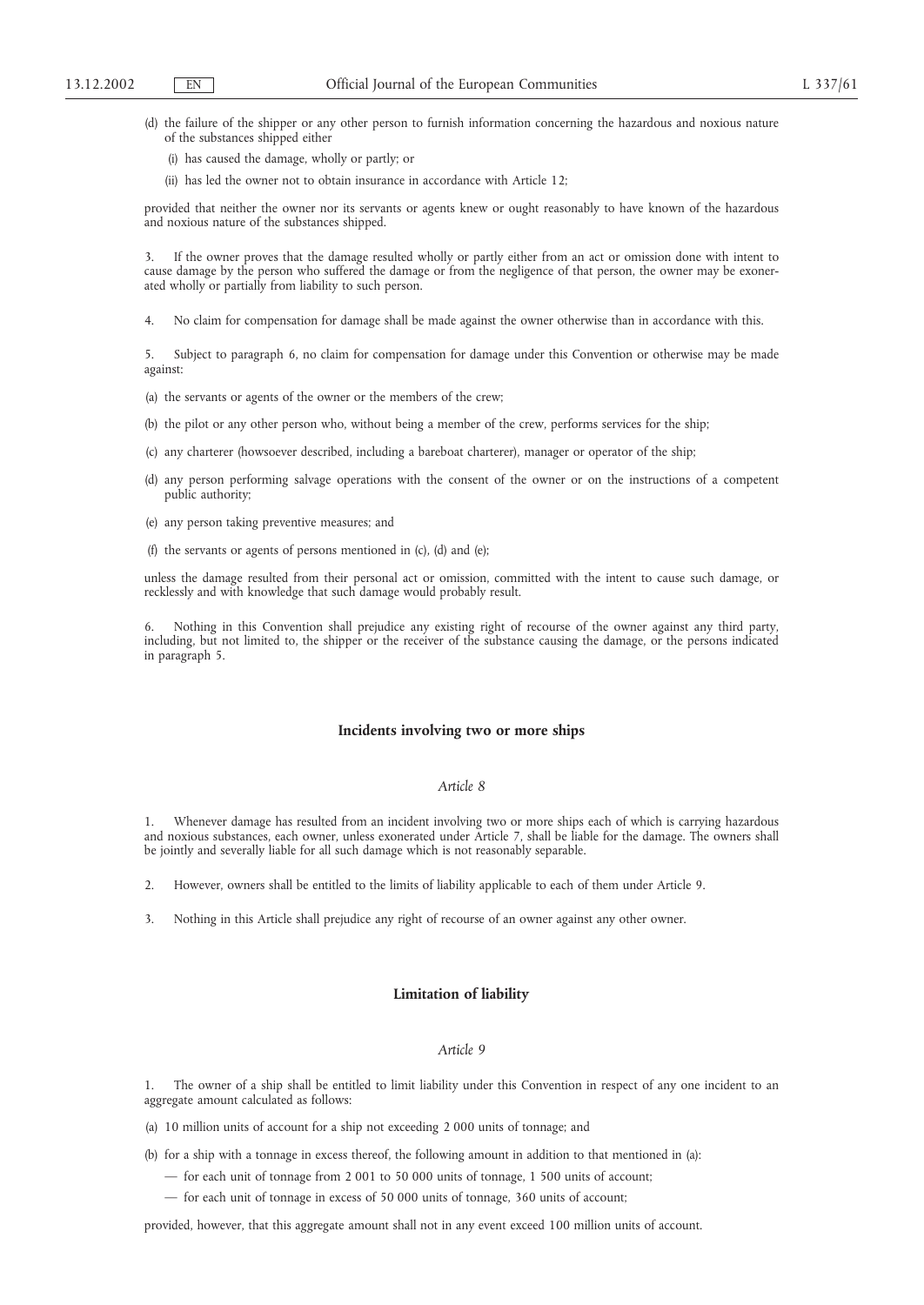(d) the failure of the shipper or any other person to furnish information concerning the hazardous and noxious nature of the substances shipped either

(i) has caused the damage, wholly or partly; or

(ii) has led the owner not to obtain insurance in accordance with Article 12;

provided that neither the owner nor its servants or agents knew or ought reasonably to have known of the hazardous and noxious nature of the substances shipped.

3. If the owner proves that the damage resulted wholly or partly either from an act or omission done with intent to cause damage by the person who suffered the damage or from the negligence of that person, the owner may be exonerated wholly or partially from liability to such person.

4. No claim for compensation for damage shall be made against the owner otherwise than in accordance with this.

5. Subject to paragraph 6, no claim for compensation for damage under this Convention or otherwise may be made against:

(a) the servants or agents of the owner or the members of the crew;

(b) the pilot or any other person who, without being a member of the crew, performs services for the ship;

(c) any charterer (howsoever described, including a bareboat charterer), manager or operator of the ship;

(d) any person performing salvage operations with the consent of the owner or on the instructions of a competent public authority;

(e) any person taking preventive measures; and

(f) the servants or agents of persons mentioned in (c), (d) and (e);

unless the damage resulted from their personal act or omission, committed with the intent to cause such damage, or recklessly and with knowledge that such damage would probably result.

6. Nothing in this Convention shall prejudice any existing right of recourse of the owner against any third party, including, but not limited to, the shipper or the receiver of the substance causing the damage, or the persons indicated in paragraph 5.

## Incidents involving two or more ships

### *Article 8*

1. Whenever damage has resulted from an incident involving two or more ships each of which is carrying hazardous and noxious substances, each owner, unless exonerated under Article 7, shall be liable for the damage. The owners shall be jointly and severally liable for all such damage which is not reasonably separable.

2. However, owners shall be entitled to the limits of liability applicable to each of them under Article 9.

3. Nothing in this Article shall prejudice any right of recourse of an owner against any other owner.

## Limitation of liability

### *Article 9*

1. The owner of a ship shall be entitled to limit liability under this Convention in respect of any one incident to an aggregate amount calculated as follows:

(a) 10 million units of account for a ship not exceeding 2 000 units of tonnage; and

(b) for a ship with a tonnage in excess thereof, the following amount in addition to that mentioned in (a):

— for each unit of tonnage from 2 001 to 50 000 units of tonnage, 1 500 units of account;

— for each unit of tonnage in excess of 50 000 units of tonnage, 360 units of account;

provided, however, that this aggregate amount shall not in any event exceed 100 million units of account.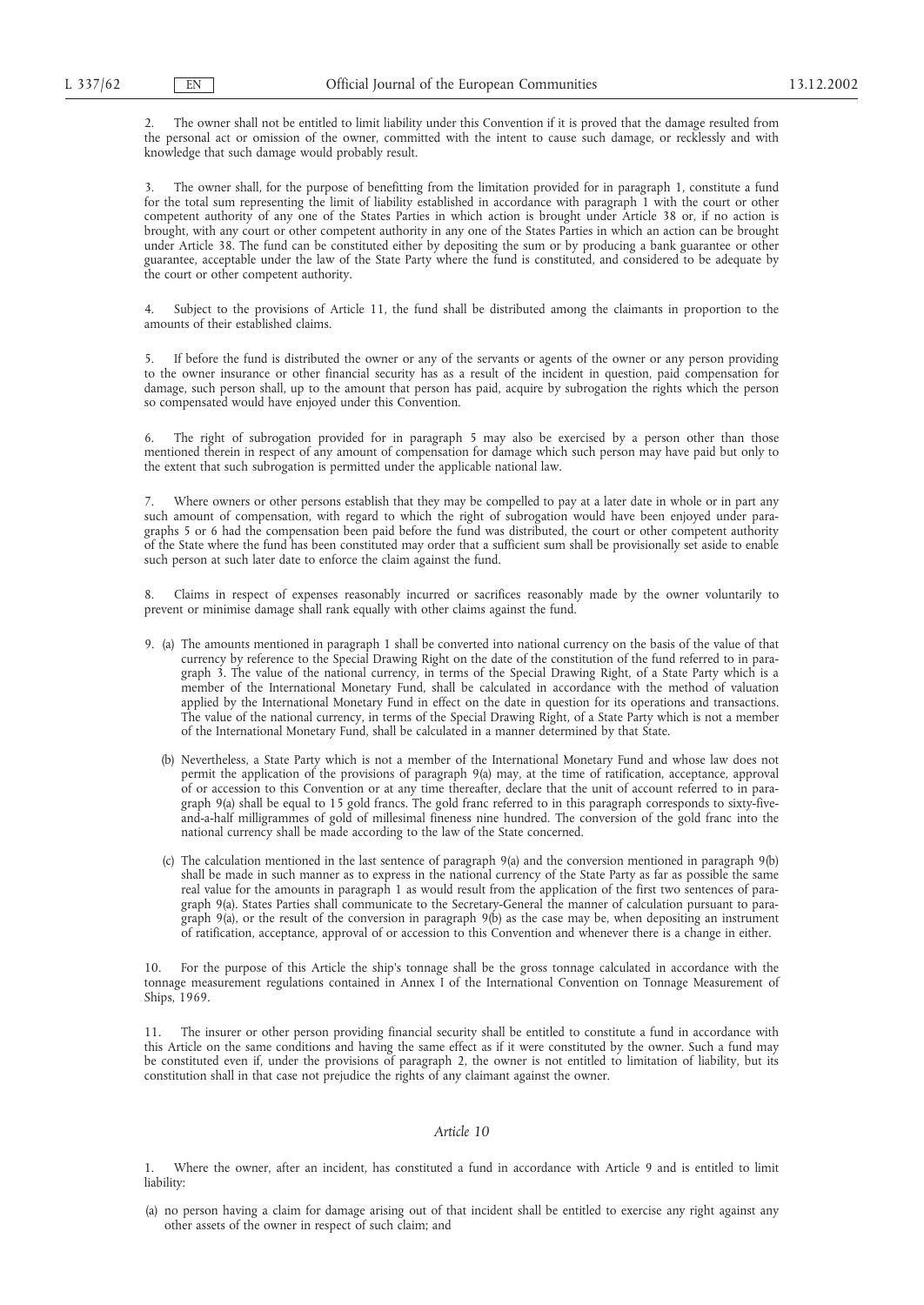2. The owner shall not be entitled to limit liability under this Convention if it is proved that the damage resulted from the personal act or omission of the owner, committed with the intent to cause such damage, or recklessly and with knowledge that such damage would probably result.

3. The owner shall, for the purpose of benefitting from the limitation provided for in paragraph 1, constitute a fund for the total sum representing the limit of liability established in accordance with paragraph 1 with the court or other competent authority of any one of the States Parties in which action is brought under Article 38 or, if no action is brought, with any court or other competent authority in any one of the States Parties in which an action can be brought under Article 38. The fund can be constituted either by depositing the sum or by producing a bank guarantee or other guarantee, acceptable under the law of the State Party where the fund is constituted, and considered to be adequate by the court or other competent authority.

4. Subject to the provisions of Article 11, the fund shall be distributed among the claimants in proportion to the amounts of their established claims.

5. If before the fund is distributed the owner or any of the servants or agents of the owner or any person providing to the owner insurance or other financial security has as a result of the incident in question, paid compensation for damage, such person shall, up to the amount that person has paid, acquire by subrogation the rights which the person so compensated would have enjoyed under this Convention.

6. The right of subrogation provided for in paragraph 5 may also be exercised by a person other than those mentioned therein in respect of any amount of compensation for damage which such person may have paid but only to the extent that such subrogation is permitted under the applicable national law.

7. Where owners or other persons establish that they may be compelled to pay at a later date in whole or in part any such amount of compensation, with regard to which the right of subrogation would have been enjoyed under paragraphs 5 or 6 had the compensation been paid before the fund was distributed, the court or other competent authority of the State where the fund has been constituted may order that a sufficient sum shall be provisionally set aside to enable such person at such later date to enforce the claim against the fund.

8. Claims in respect of expenses reasonably incurred or sacrifices reasonably made by the owner voluntarily to prevent or minimise damage shall rank equally with other claims against the fund.

9. (a) The amounts mentioned in paragraph 1 shall be converted into national currency on the basis of the value of that currency by reference to the Special Drawing Right on the date of the constitution of the fund referred to in paragraph 3. The value of the national currency, in terms of the Special Drawing Right, of a State Party which is a member of the International Monetary Fund, shall be calculated in accordance with the method of valuation applied by the International Monetary Fund in effect on the date in question for its operations and transactions. The value of the national currency, in terms of the Special Drawing Right, of a State Party which is not a member of the International Monetary Fund, shall be calculated in a manner determined by that State.

(b) Nevertheless, a State Party which is not a member of the International Monetary Fund and whose law does not permit the application of the provisions of paragraph 9(a) may, at the time of ratification, acceptance, approval of or accession to this Convention or at any time thereafter, declare that the unit of account referred to in paragraph 9(a) shall be equal to 15 gold francs. The gold franc referred to in this paragraph corresponds to sixty-five-and-a-half milligrammes of gold of millesimal fineness nine hundred. The conversion of the gold franc into the national currency shall be made according to the law of the State concerned.

(c) The calculation mentioned in the last sentence of paragraph 9(a) and the conversion mentioned in paragraph 9(b) shall be made in such manner as to express in the national currency of the State Party as far as possible the same real value for the amounts in paragraph 1 as would result from the application of the first two sentences of paragraph 9(a). States Parties shall communicate to the Secretary-General the manner of calculation pursuant to paragraph 9(a), or the result of the conversion in paragraph 9(b) as the case may be, when depositing an instrument of ratification, acceptance, approval of or accession to this Convention and whenever there is a change in either.

10. For the purpose of this Article the ship's tonnage shall be the gross tonnage calculated in accordance with the tonnage measurement regulations contained in Annex I of the International Convention on Tonnage Measurement of Ships, 1969.

11. The insurer or other person providing financial security shall be entitled to constitute a fund in accordance with this Article on the same conditions and having the same effect as if it were constituted by the owner. Such a fund may be constituted even if, under the provisions of paragraph 2, the owner is not entitled to limitation of liability, but its constitution shall in that case not prejudice the rights of any claimant against the owner.

### *Article 10*

1. Where the owner, after an incident, has constituted a fund in accordance with Article 9 and is entitled to limit liability:

(a) no person having a claim for damage arising out of that incident shall be entitled to exercise any right against any other assets of the owner in respect of such claim; and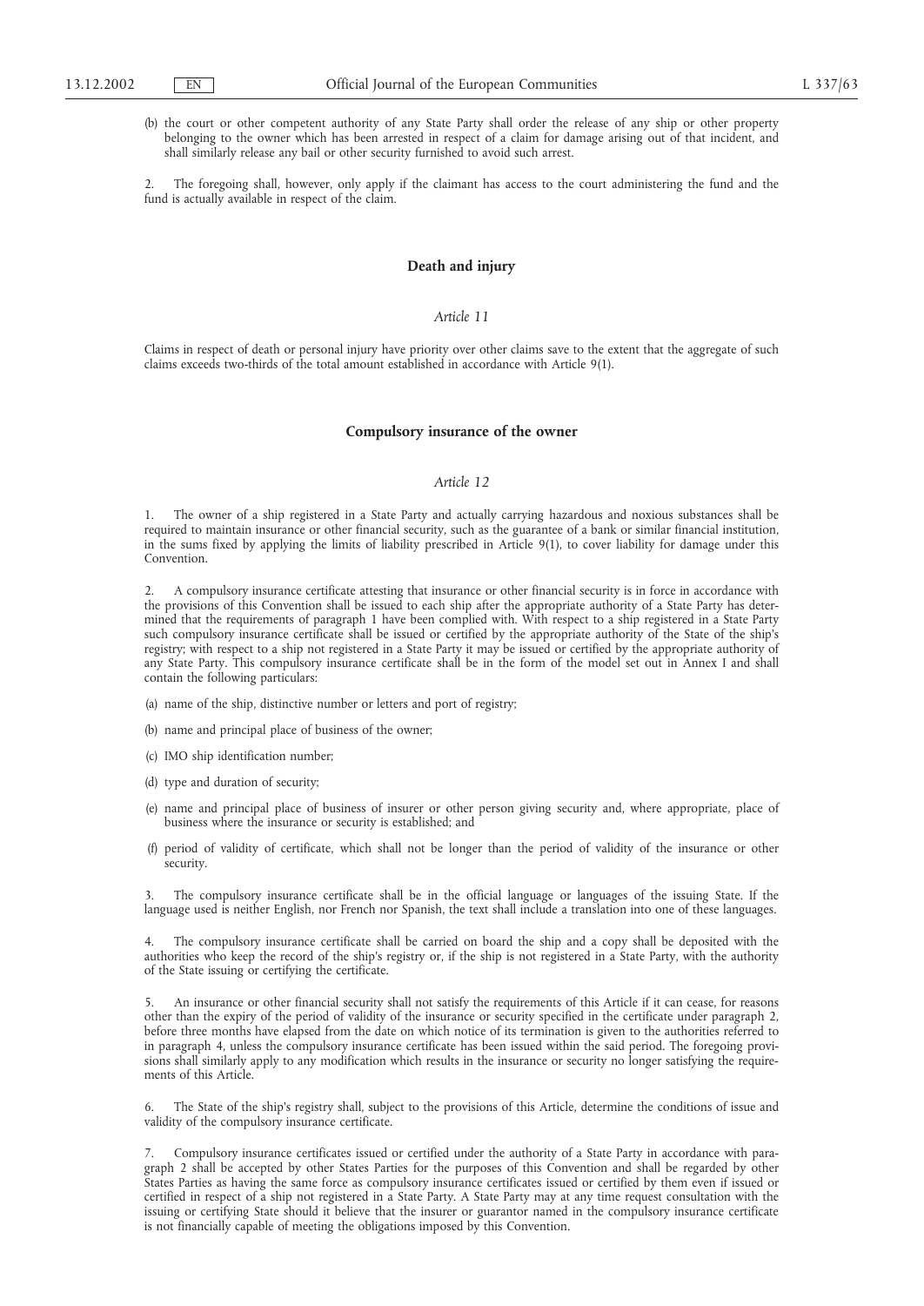(b) the court or other competent authority of any State Party shall order the release of any ship or other property belonging to the owner which has been arrested in respect of a claim for damage arising out of that incident, and shall similarly release any bail or other security furnished to avoid such arrest.

2. The foregoing shall, however, only apply if the claimant has access to the court administering the fund and the fund is actually available in respect of the claim.

## Death and injury

### *Article 11*

Claims in respect of death or personal injury have priority over other claims save to the extent that the aggregate of such claims exceeds two-thirds of the total amount established in accordance with Article 9(1).

## Compulsory insurance of the owner

### *Article 12*

1. The owner of a ship registered in a State Party and actually carrying hazardous and noxious substances shall be required to maintain insurance or other financial security, such as the guarantee of a bank or similar financial institution, in the sums fixed by applying the limits of liability prescribed in Article 9(1), to cover liability for damage under this Convention.

2. A compulsory insurance certificate attesting that insurance or other financial security is in force in accordance with the provisions of this Convention shall be issued to each ship after the appropriate authority of a State Party has determined that the requirements of paragraph 1 have been complied with. With respect to a ship registered in a State Party such compulsory insurance certificate shall be issued or certified by the appropriate authority of the State of the ship's registry; with respect to a ship not registered in a State Party it may be issued or certified by the appropriate authority of any State Party. This compulsory insurance certificate shall be in the form of the model set out in Annex I and shall contain the following particulars:

(a) name of the ship, distinctive number or letters and port of registry;

(b) name and principal place of business of the owner;

(c) IMO ship identification number;

(d) type and duration of security;

(e) name and principal place of business of insurer or other person giving security and, where appropriate, place of business where the insurance or security is established; and

(f) period of validity of certificate, which shall not be longer than the period of validity of the insurance or other security.

3. The compulsory insurance certificate shall be in the official language or languages of the issuing State. If the language used is neither English, nor French nor Spanish, the text shall include a translation into one of these languages.

4. The compulsory insurance certificate shall be carried on board the ship and a copy shall be deposited with the authorities who keep the record of the ship's registry or, if the ship is not registered in a State Party, with the authority of the State issuing or certifying the certificate.

5. An insurance or other financial security shall not satisfy the requirements of this Article if it can cease, for reasons other than the expiry of the period of validity of the insurance or security specified in the certificate under paragraph 2, before three months have elapsed from the date on which notice of its termination is given to the authorities referred to in paragraph 4, unless the compulsory insurance certificate has been issued within the said period. The foregoing provisions shall similarly apply to any modification which results in the insurance or security no longer satisfying the requirements of this Article.

6. The State of the ship's registry shall, subject to the provisions of this Article, determine the conditions of issue and validity of the compulsory insurance certificate.

7. Compulsory insurance certificates issued or certified under the authority of a State Party in accordance with paragraph 2 shall be accepted by other States Parties for the purposes of this Convention and shall be regarded by other States Parties as having the same force as compulsory insurance certificates issued or certified by them even if issued or certified in respect of a ship not registered in a State Party. A State Party may at any time request consultation with the issuing or certifying State should it believe that the insurer or guarantor named in the compulsory insurance certificate is not financially capable of meeting the obligations imposed by this Convention.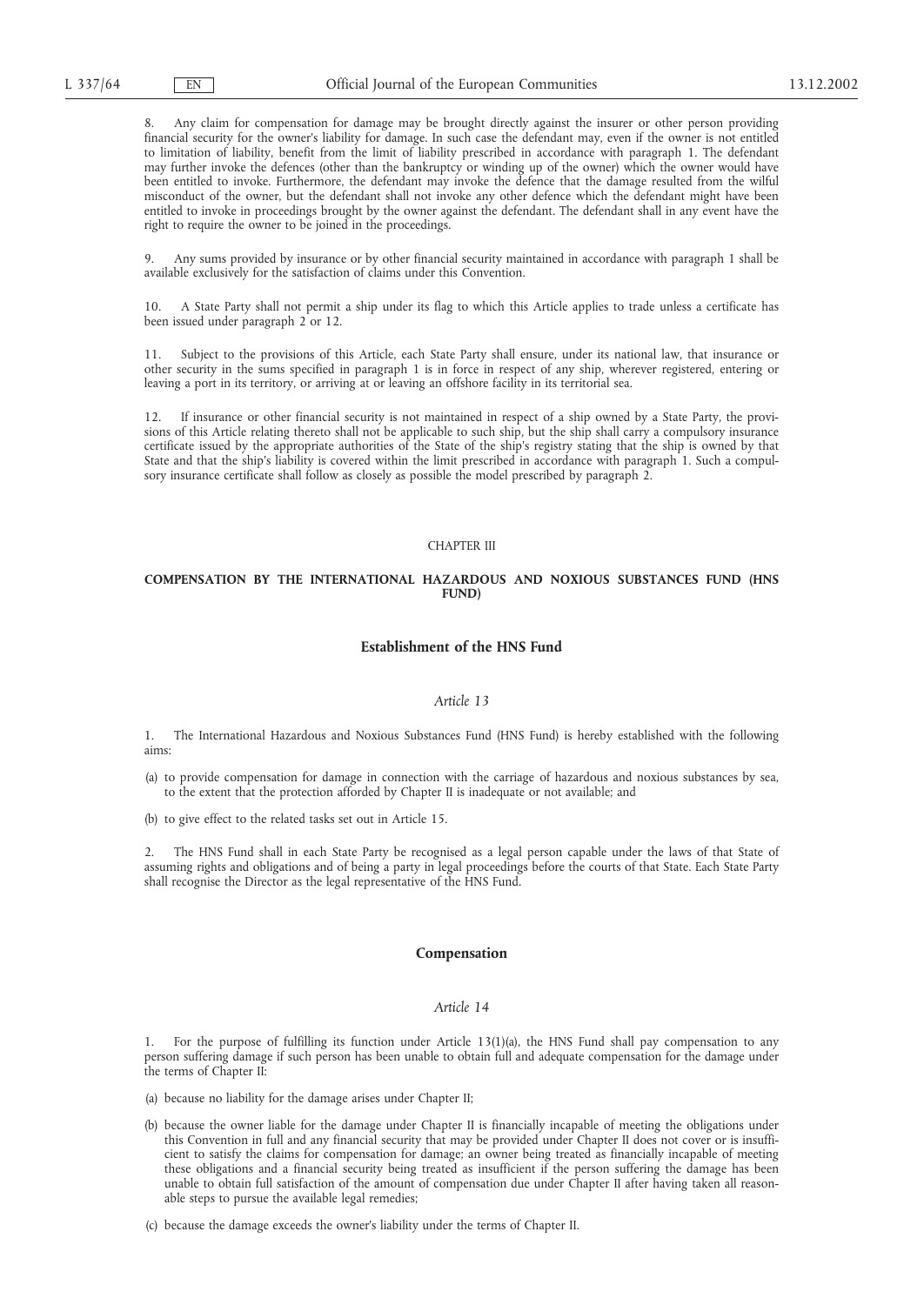8. Any claim for compensation for damage may be brought directly against the insurer or other person providing financial security for the owner's liability for damage. In such case the defendant may, even if the owner is not entitled to limitation of liability, benefit from the limit of liability prescribed in accordance with paragraph 1. The defendant may further invoke the defences (other than the bankruptcy or winding up of the owner) which the owner would have been entitled to invoke. Furthermore, the defendant may invoke the defence that the damage resulted from the wilful misconduct of the owner, but the defendant shall not invoke any other defence which the defendant might have been entitled to invoke in proceedings brought by the owner against the defendant. The defendant shall in any event have the right to require the owner to be joined in the proceedings.

9. Any sums provided by insurance or by other financial security maintained in accordance with paragraph 1 shall be available exclusively for the satisfaction of claims under this Convention.

10. A State Party shall not permit a ship under its flag to which this Article applies to trade unless a certificate has been issued under paragraph 2 or 12.

11. Subject to the provisions of this Article, each State Party shall ensure, under its national law, that insurance or other security in the sums specified in paragraph 1 is in force in respect of any ship, wherever registered, entering or leaving a port in its territory, or arriving at or leaving an offshore facility in its territorial sea.

12. If insurance or other financial security is not maintained in respect of a ship owned by a State Party, the provisions of this Article relating thereto shall not be applicable to such ship, but the ship shall carry a compulsory insurance certificate issued by the appropriate authorities of the State of the ship's registry stating that the ship is owned by that State and that the ship's liability is covered within the limit prescribed in accordance with paragraph 1. Such a compulsory insurance certificate shall follow as closely as possible the model prescribed by paragraph 2.

## CHAPTER III

## COMPENSATION BY THE INTERNATIONAL HAZARDOUS AND NOXIOUS SUBSTANCES FUND (HNS FUND)

### Establishment of the HNS Fund

*Article 13*

1. The International Hazardous and Noxious Substances Fund (HNS Fund) is hereby established with the following aims:

(a) to provide compensation for damage in connection with the carriage of hazardous and noxious substances by sea, to the extent that the protection afforded by Chapter II is inadequate or not available; and

(b) to give effect to the related tasks set out in Article 15.

2. The HNS Fund shall in each State Party be recognised as a legal person capable under the laws of that State of assuming rights and obligations and of being a party in legal proceedings before the courts of that State. Each State Party shall recognise the Director as the legal representative of the HNS Fund.

### Compensation

*Article 14*

1. For the purpose of fulfilling its function under Article 13(1)(a), the HNS Fund shall pay compensation to any person suffering damage if such person has been unable to obtain full and adequate compensation for the damage under the terms of Chapter II:

(a) because no liability for the damage arises under Chapter II;

(b) because the owner liable for the damage under Chapter II is financially incapable of meeting the obligations under this Convention in full and any financial security that may be provided under Chapter II does not cover or is insufficient to satisfy the claims for compensation for damage; an owner being treated as financially incapable of meeting these obligations and a financial security being treated as insufficient if the person suffering the damage has been unable to obtain full satisfaction of the amount of compensation due under Chapter II after having taken all reasonable steps to pursue the available legal remedies;

(c) because the damage exceeds the owner's liability under the terms of Chapter II.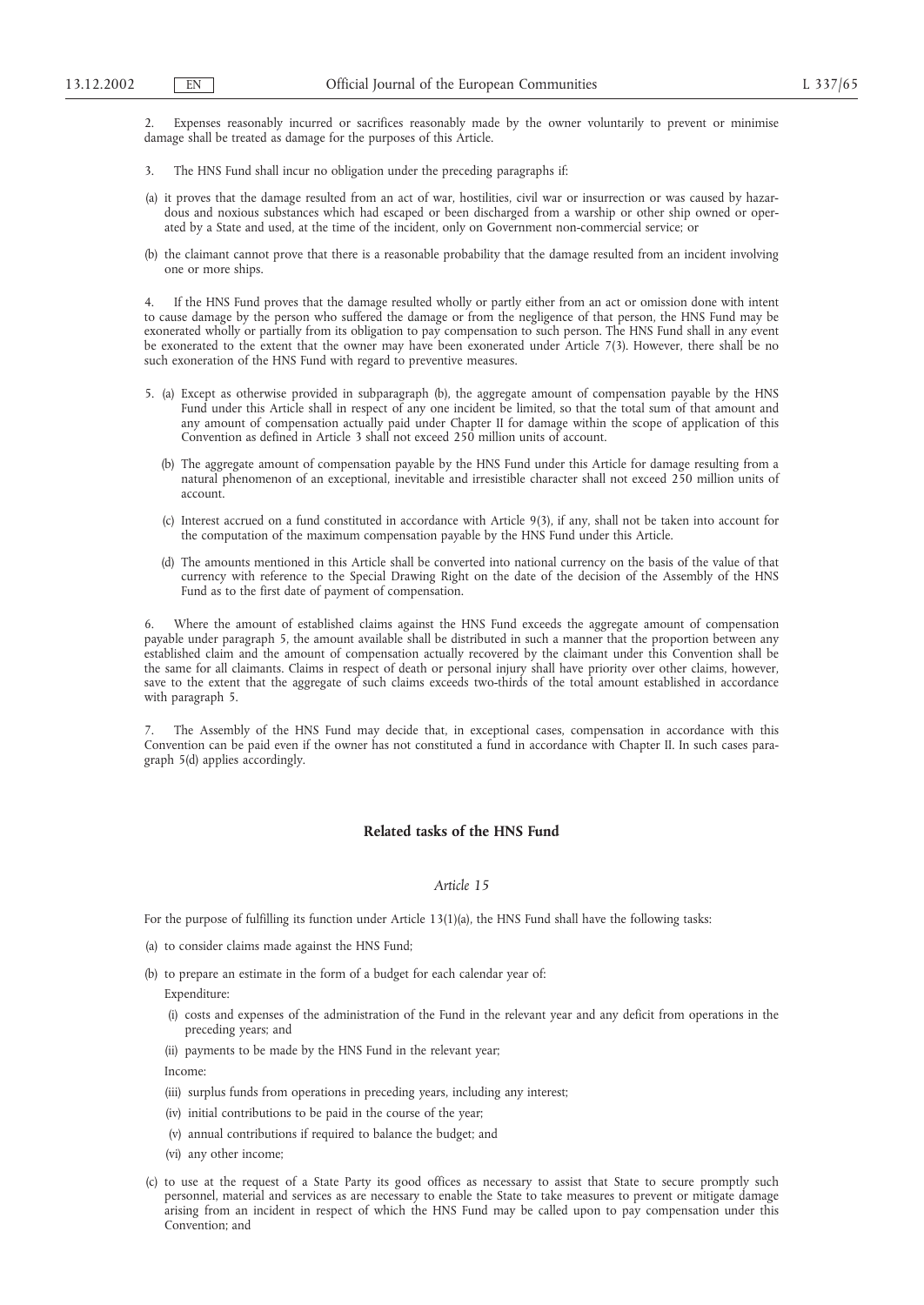2. Expenses reasonably incurred or sacrifices reasonably made by the owner voluntarily to prevent or minimise damage shall be treated as damage for the purposes of this Article.

3. The HNS Fund shall incur no obligation under the preceding paragraphs if:

(a) it proves that the damage resulted from an act of war, hostilities, civil war or insurrection or was caused by hazardous and noxious substances which had escaped or been discharged from a warship or other ship owned or operated by a State and used, at the time of the incident, only on Government non-commercial service; or

(b) the claimant cannot prove that there is a reasonable probability that the damage resulted from an incident involving one or more ships.

4. If the HNS Fund proves that the damage resulted wholly or partly either from an act or omission done with intent to cause damage by the person who suffered the damage or from the negligence of that person, the HNS Fund may be exonerated wholly or partially from its obligation to pay compensation to such person. The HNS Fund shall in any event be exonerated to the extent that the owner may have been exonerated under Article 7(3). However, there shall be no such exoneration of the HNS Fund with regard to preventive measures.

5. (a) Except as otherwise provided in subparagraph (b), the aggregate amount of compensation payable by the HNS Fund under this Article shall in respect of any one incident be limited, so that the total sum of that amount and any amount of compensation actually paid under Chapter II for damage within the scope of application of this Convention as defined in Article 3 shall not exceed 250 million units of account.

(b) The aggregate amount of compensation payable by the HNS Fund under this Article for damage resulting from a natural phenomenon of an exceptional, inevitable and irresistible character shall not exceed 250 million units of account.

(c) Interest accrued on a fund constituted in accordance with Article 9(3), if any, shall not be taken into account for the computation of the maximum compensation payable by the HNS Fund under this Article.

(d) The amounts mentioned in this Article shall be converted into national currency on the basis of the value of that currency with reference to the Special Drawing Right on the date of the decision of the Assembly of the HNS Fund as to the first date of payment of compensation.

6. Where the amount of established claims against the HNS Fund exceeds the aggregate amount of compensation payable under paragraph 5, the amount available shall be distributed in such a manner that the proportion between any established claim and the amount of compensation actually recovered by the claimant under this Convention shall be the same for all claimants. Claims in respect of death or personal injury shall have priority over other claims, however, save to the extent that the aggregate of such claims exceeds two-thirds of the total amount established in accordance with paragraph 5.

7. The Assembly of the HNS Fund may decide that, in exceptional cases, compensation in accordance with this Convention can be paid even if the owner has not constituted a fund in accordance with Chapter II. In such cases paragraph 5(d) applies accordingly.

**Related tasks of the HNS Fund**

*Article 15*

For the purpose of fulfilling its function under Article 13(1)(a), the HNS Fund shall have the following tasks:

(a) to consider claims made against the HNS Fund;

(b) to prepare an estimate in the form of a budget for each calendar year of:

Expenditure:

(i) costs and expenses of the administration of the Fund in the relevant year and any deficit from operations in the preceding years; and

(ii) payments to be made by the HNS Fund in the relevant year;

Income:

(iii) surplus funds from operations in preceding years, including any interest;

(iv) initial contributions to be paid in the course of the year;

(v) annual contributions if required to balance the budget; and

(vi) any other income;

(c) to use at the request of a State Party its good offices as necessary to assist that State to secure promptly such personnel, material and services as are necessary to enable the State to take measures to prevent or mitigate damage arising from an incident in respect of which the HNS Fund may be called upon to pay compensation under this Convention; and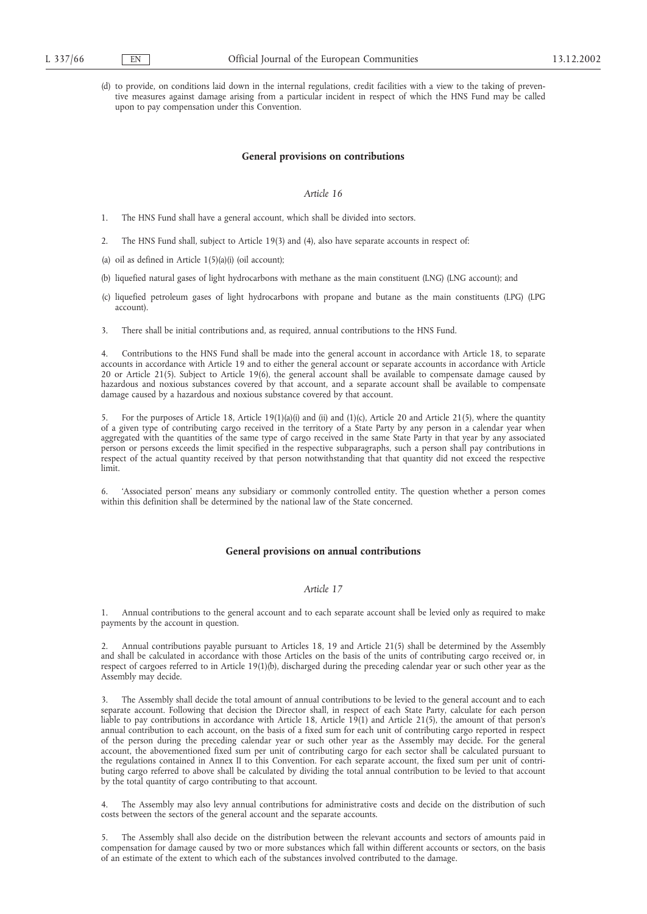(d) to provide, on conditions laid down in the internal regulations, credit facilities with a view to the taking of preventive measures against damage arising from a particular incident in respect of which the HNS Fund may be called upon to pay compensation under this Convention.

## General provisions on contributions

### *Article 16*

1. The HNS Fund shall have a general account, which shall be divided into sectors.

2. The HNS Fund shall, subject to Article 19(3) and (4), also have separate accounts in respect of:

(a) oil as defined in Article 1(5)(a)(i) (oil account);

(b) liquefied natural gases of light hydrocarbons with methane as the main constituent (LNG) (LNG account); and

(c) liquefied petroleum gases of light hydrocarbons with propane and butane as the main constituents (LPG) (LPG account).

3. There shall be initial contributions and, as required, annual contributions to the HNS Fund.

4. Contributions to the HNS Fund shall be made into the general account in accordance with Article 18, to separate accounts in accordance with Article 19 and to either the general account or separate accounts in accordance with Article 20 or Article 21(5). Subject to Article 19(6), the general account shall be available to compensate damage caused by hazardous and noxious substances covered by that account, and a separate account shall be available to compensate damage caused by a hazardous and noxious substance covered by that account.

5. For the purposes of Article 18, Article 19(1)(a)(i) and (ii) and (1)(c), Article 20 and Article 21(5), where the quantity of a given type of contributing cargo received in the territory of a State Party by any person in a calendar year when aggregated with the quantities of the same type of cargo received in the same State Party in that year by any associated person or persons exceeds the limit specified in the respective subparagraphs, such a person shall pay contributions in respect of the actual quantity received by that person notwithstanding that that quantity did not exceed the respective limit.

6. 'Associated person' means any subsidiary or commonly controlled entity. The question whether a person comes within this definition shall be determined by the national law of the State concerned.

## General provisions on annual contributions

### *Article 17*

1. Annual contributions to the general account and to each separate account shall be levied only as required to make payments by the account in question.

2. Annual contributions payable pursuant to Articles 18, 19 and Article 21(5) shall be determined by the Assembly and shall be calculated in accordance with those Articles on the basis of the units of contributing cargo received or, in respect of cargoes referred to in Article 19(1)(b), discharged during the preceding calendar year or such other year as the Assembly may decide.

3. The Assembly shall decide the total amount of annual contributions to be levied to the general account and to each separate account. Following that decision the Director shall, in respect of each State Party, calculate for each person liable to pay contributions in accordance with Article 18, Article 19(1) and Article 21(5), the amount of that person's annual contribution to each account, on the basis of a fixed sum for each unit of contributing cargo reported in respect of the person during the preceding calendar year or such other year as the Assembly may decide. For the general account, the abovementioned fixed sum per unit of contributing cargo for each sector shall be calculated pursuant to the regulations contained in Annex II to this Convention. For each separate account, the fixed sum per unit of contributing cargo referred to above shall be calculated by dividing the total annual contribution to be levied to that account by the total quantity of cargo contributing to that account.

4. The Assembly may also levy annual contributions for administrative costs and decide on the distribution of such costs between the sectors of the general account and the separate accounts.

5. The Assembly shall also decide on the distribution between the relevant accounts and sectors of amounts paid in compensation for damage caused by two or more substances which fall within different accounts or sectors, on the basis of an estimate of the extent to which each of the substances involved contributed to the damage.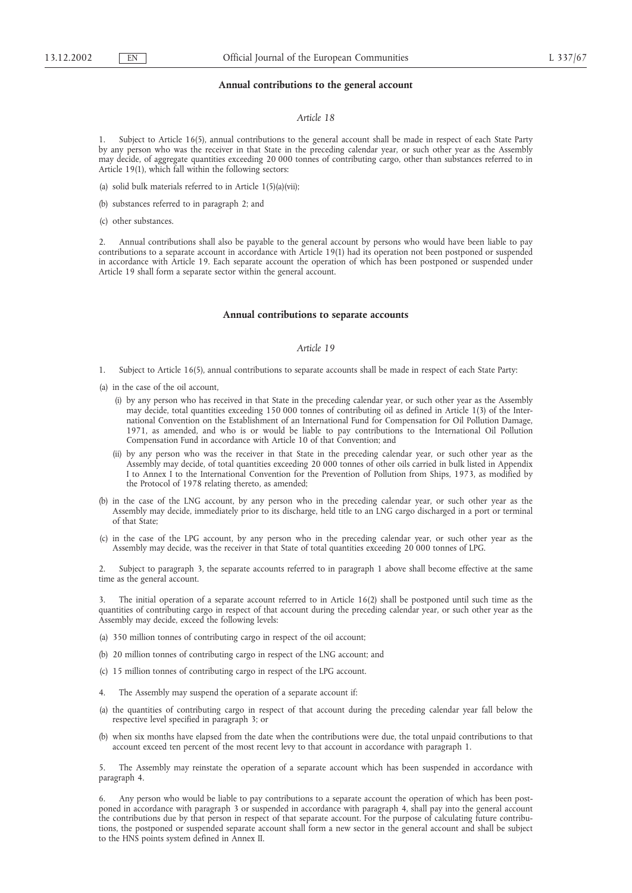### Annual contributions to the general account

*Article 18*

1. Subject to Article 16(5), annual contributions to the general account shall be made in respect of each State Party by any person who was the receiver in that State in the preceding calendar year, or such other year as the Assembly may decide, of aggregate quantities exceeding 20 000 tonnes of contributing cargo, other than substances referred to in Article 19(1), which fall within the following sectors:

(a) solid bulk materials referred to in Article 1(5)(a)(vii);

(b) substances referred to in paragraph 2; and

(c) other substances.

2. Annual contributions shall also be payable to the general account by persons who would have been liable to pay contributions to a separate account in accordance with Article 19(1) had its operation not been postponed or suspended in accordance with Article 19. Each separate account the operation of which has been postponed or suspended under Article 19 shall form a separate sector within the general account.

### Annual contributions to separate accounts

*Article 19*

1. Subject to Article 16(5), annual contributions to separate accounts shall be made in respect of each State Party:

(a) in the case of the oil account,

(i) by any person who has received in that State in the preceding calendar year, or such other year as the Assembly may decide, total quantities exceeding 150 000 tonnes of contributing oil as defined in Article 1(3) of the International Convention on the Establishment of an International Fund for Compensation for Oil Pollution Damage, 1971, as amended, and who is or would be liable to pay contributions to the International Oil Pollution Compensation Fund in accordance with Article 10 of that Convention; and

(ii) by any person who was the receiver in that State in the preceding calendar year, or such other year as the Assembly may decide, of total quantities exceeding 20 000 tonnes of other oils carried in bulk listed in Appendix I to Annex I to the International Convention for the Prevention of Pollution from Ships, 1973, as modified by the Protocol of 1978 relating thereto, as amended;

(b) in the case of the LNG account, by any person who in the preceding calendar year, or such other year as the Assembly may decide, immediately prior to its discharge, held title to an LNG cargo discharged in a port or terminal of that State;

(c) in the case of the LPG account, by any person who in the preceding calendar year, or such other year as the Assembly may decide, was the receiver in that State of total quantities exceeding 20 000 tonnes of LPG.

2. Subject to paragraph 3, the separate accounts referred to in paragraph 1 above shall become effective at the same time as the general account.

3. The initial operation of a separate account referred to in Article 16(2) shall be postponed until such time as the quantities of contributing cargo in respect of that account during the preceding calendar year, or such other year as the Assembly may decide, exceed the following levels:

(a) 350 million tonnes of contributing cargo in respect of the oil account;

(b) 20 million tonnes of contributing cargo in respect of the LNG account; and

(c) 15 million tonnes of contributing cargo in respect of the LPG account.

4. The Assembly may suspend the operation of a separate account if:

(a) the quantities of contributing cargo in respect of that account during the preceding calendar year fall below the respective level specified in paragraph 3; or

(b) when six months have elapsed from the date when the contributions were due, the total unpaid contributions to that account exceed ten percent of the most recent levy to that account in accordance with paragraph 1.

5. The Assembly may reinstate the operation of a separate account which has been suspended in accordance with paragraph 4.

6. Any person who would be liable to pay contributions to a separate account the operation of which has been postponed in accordance with paragraph 3 or suspended in accordance with paragraph 4, shall pay into the general account the contributions due by that person in respect of that separate account. For the purpose of calculating future contributions, the postponed or suspended separate account shall form a new sector in the general account and shall be subject to the HNS points system defined in Annex II.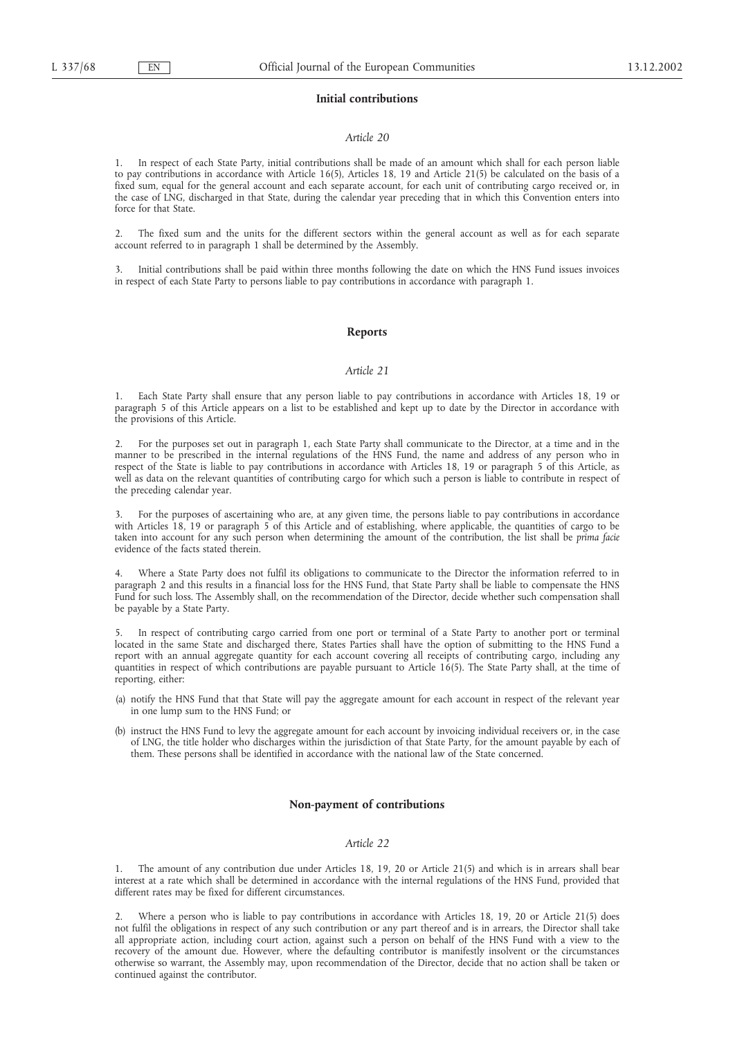## Initial contributions

*Article 20*

1. In respect of each State Party, initial contributions shall be made of an amount which shall for each person liable to pay contributions in accordance with Article 16(5), Articles 18, 19 and Article 21(5) be calculated on the basis of a fixed sum, equal for the general account and each separate account, for each unit of contributing cargo received or, in the case of LNG, discharged in that State, during the calendar year preceding that in which this Convention enters into force for that State.

2. The fixed sum and the units for the different sectors within the general account as well as for each separate account referred to in paragraph 1 shall be determined by the Assembly.

3. Initial contributions shall be paid within three months following the date on which the HNS Fund issues invoices in respect of each State Party to persons liable to pay contributions in accordance with paragraph 1.

## Reports

*Article 21*

1. Each State Party shall ensure that any person liable to pay contributions in accordance with Articles 18, 19 or paragraph 5 of this Article appears on a list to be established and kept up to date by the Director in accordance with the provisions of this Article.

2. For the purposes set out in paragraph 1, each State Party shall communicate to the Director, at a time and in the manner to be prescribed in the internal regulations of the HNS Fund, the name and address of any person who in respect of the State is liable to pay contributions in accordance with Articles 18, 19 or paragraph 5 of this Article, as well as data on the relevant quantities of contributing cargo for which such a person is liable to contribute in respect of the preceding calendar year.

3. For the purposes of ascertaining who are, at any given time, the persons liable to pay contributions in accordance with Articles 18, 19 or paragraph 5 of this Article and of establishing, where applicable, the quantities of cargo to be taken into account for any such person when determining the amount of the contribution, the list shall be *prima facie* evidence of the facts stated therein.

4. Where a State Party does not fulfil its obligations to communicate to the Director the information referred to in paragraph 2 and this results in a financial loss for the HNS Fund, that State Party shall be liable to compensate the HNS Fund for such loss. The Assembly shall, on the recommendation of the Director, decide whether such compensation shall be payable by a State Party.

5. In respect of contributing cargo carried from one port or terminal of a State Party to another port or terminal located in the same State and discharged there, States Parties shall have the option of submitting to the HNS Fund a report with an annual aggregate quantity for each account covering all receipts of contributing cargo, including any quantities in respect of which contributions are payable pursuant to Article 16(5). The State Party shall, at the time of reporting, either:

(a) notify the HNS Fund that that State will pay the aggregate amount for each account in respect of the relevant year in one lump sum to the HNS Fund; or

(b) instruct the HNS Fund to levy the aggregate amount for each account by invoicing individual receivers or, in the case of LNG, the title holder who discharges within the jurisdiction of that State Party, for the amount payable by each of them. These persons shall be identified in accordance with the national law of the State concerned.

## Non-payment of contributions

*Article 22*

1. The amount of any contribution due under Articles 18, 19, 20 or Article 21(5) and which is in arrears shall bear interest at a rate which shall be determined in accordance with the internal regulations of the HNS Fund, provided that different rates may be fixed for different circumstances.

2. Where a person who is liable to pay contributions in accordance with Articles 18, 19, 20 or Article 21(5) does not fulfil the obligations in respect of any such contribution or any part thereof and is in arrears, the Director shall take all appropriate action, including court action, against such a person on behalf of the HNS Fund with a view to the recovery of the amount due. However, where the defaulting contributor is manifestly insolvent or the circumstances otherwise so warrant, the Assembly may, upon recommendation of the Director, decide that no action shall be taken or continued against the contributor.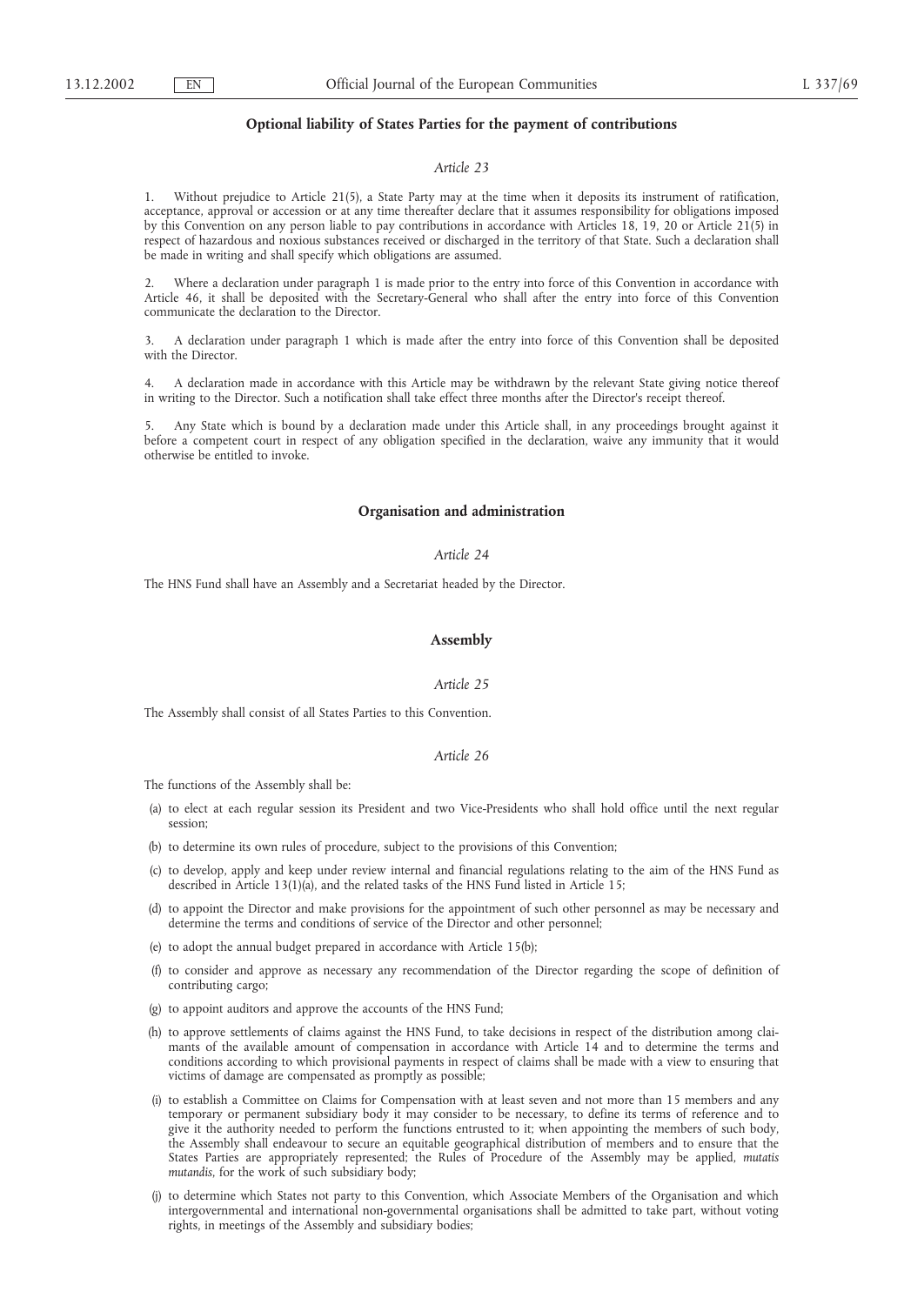## Optional liability of States Parties for the payment of contributions

*Article 23*

1. Without prejudice to Article 21(5), a State Party may at the time when it deposits its instrument of ratification, acceptance, approval or accession or at any time thereafter declare that it assumes responsibility for obligations imposed by this Convention on any person liable to pay contributions in accordance with Articles 18, 19, 20 or Article 21(5) in respect of hazardous and noxious substances received or discharged in the territory of that State. Such a declaration shall be made in writing and shall specify which obligations are assumed.

2. Where a declaration under paragraph 1 is made prior to the entry into force of this Convention in accordance with Article 46, it shall be deposited with the Secretary-General who shall after the entry into force of this Convention communicate the declaration to the Director.

3. A declaration under paragraph 1 which is made after the entry into force of this Convention shall be deposited with the Director.

4. A declaration made in accordance with this Article may be withdrawn by the relevant State giving notice thereof in writing to the Director. Such a notification shall take effect three months after the Director's receipt thereof.

5. Any State which is bound by a declaration made under this Article shall, in any proceedings brought against it before a competent court in respect of any obligation specified in the declaration, waive any immunity that it would otherwise be entitled to invoke.

## Organisation and administration

*Article 24*

The HNS Fund shall have an Assembly and a Secretariat headed by the Director.

## Assembly

*Article 25*

The Assembly shall consist of all States Parties to this Convention.

*Article 26*

The functions of the Assembly shall be:

(a) to elect at each regular session its President and two Vice-Presidents who shall hold office until the next regular session;

(b) to determine its own rules of procedure, subject to the provisions of this Convention;

(c) to develop, apply and keep under review internal and financial regulations relating to the aim of the HNS Fund as described in Article 13(1)(a), and the related tasks of the HNS Fund listed in Article 15;

(d) to appoint the Director and make provisions for the appointment of such other personnel as may be necessary and determine the terms and conditions of service of the Director and other personnel;

(e) to adopt the annual budget prepared in accordance with Article 15(b);

(f) to consider and approve as necessary any recommendation of the Director regarding the scope of definition of contributing cargo;

(g) to appoint auditors and approve the accounts of the HNS Fund;

(h) to approve settlements of claims against the HNS Fund, to take decisions in respect of the distribution among claimants of the available amount of compensation in accordance with Article 14 and to determine the terms and conditions according to which provisional payments in respect of claims shall be made with a view to ensuring that victims of damage are compensated as promptly as possible;

(i) to establish a Committee on Claims for Compensation with at least seven and not more than 15 members and any temporary or permanent subsidiary body it may consider to be necessary, to define its terms of reference and to give it the authority needed to perform the functions entrusted to it; when appointing the members of such body, the Assembly shall endeavour to secure an equitable geographical distribution of members and to ensure that the States Parties are appropriately represented; the Rules of Procedure of the Assembly may be applied, *mutatis mutandis*, for the work of such subsidiary body;

(j) to determine which States not party to this Convention, which Associate Members of the Organisation and which intergovernmental and international non-governmental organisations shall be admitted to take part, without voting rights, in meetings of the Assembly and subsidiary bodies;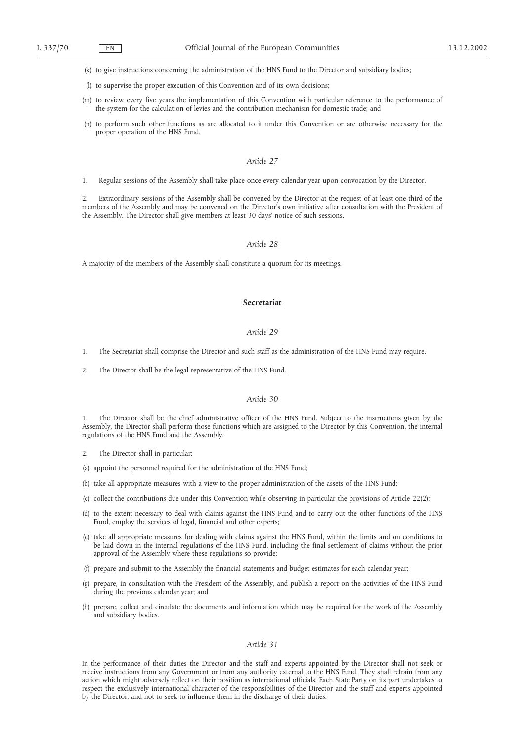(k) to give instructions concerning the administration of the HNS Fund to the Director and subsidiary bodies;

(l) to supervise the proper execution of this Convention and of its own decisions;

(m) to review every five years the implementation of this Convention with particular reference to the performance of the system for the calculation of levies and the contribution mechanism for domestic trade; and

(n) to perform such other functions as are allocated to it under this Convention or are otherwise necessary for the proper operation of the HNS Fund.

*Article 27*

1. Regular sessions of the Assembly shall take place once every calendar year upon convocation by the Director.

2. Extraordinary sessions of the Assembly shall be convened by the Director at the request of at least one-third of the members of the Assembly and may be convened on the Director's own initiative after consultation with the President of the Assembly. The Director shall give members at least 30 days' notice of such sessions.

*Article 28*

A majority of the members of the Assembly shall constitute a quorum for its meetings.

**Secretariat**

*Article 29*

1. The Secretariat shall comprise the Director and such staff as the administration of the HNS Fund may require.

2. The Director shall be the legal representative of the HNS Fund.

*Article 30*

1. The Director shall be the chief administrative officer of the HNS Fund. Subject to the instructions given by the Assembly, the Director shall perform those functions which are assigned to the Director by this Convention, the internal regulations of the HNS Fund and the Assembly.

2. The Director shall in particular:

(a) appoint the personnel required for the administration of the HNS Fund;

(b) take all appropriate measures with a view to the proper administration of the assets of the HNS Fund;

(c) collect the contributions due under this Convention while observing in particular the provisions of Article 22(2);

(d) to the extent necessary to deal with claims against the HNS Fund and to carry out the other functions of the HNS Fund, employ the services of legal, financial and other experts;

(e) take all appropriate measures for dealing with claims against the HNS Fund, within the limits and on conditions to be laid down in the internal regulations of the HNS Fund, including the final settlement of claims without the prior approval of the Assembly where these regulations so provide;

(f) prepare and submit to the Assembly the financial statements and budget estimates for each calendar year;

(g) prepare, in consultation with the President of the Assembly, and publish a report on the activities of the HNS Fund during the previous calendar year; and

(h) prepare, collect and circulate the documents and information which may be required for the work of the Assembly and subsidiary bodies.

*Article 31*

In the performance of their duties the Director and the staff and experts appointed by the Director shall not seek or receive instructions from any Government or from any authority external to the HNS Fund. They shall refrain from any action which might adversely reflect on their position as international officials. Each State Party on its part undertakes to respect the exclusively international character of the responsibilities of the Director and the staff and experts appointed by the Director, and not to seek to influence them in the discharge of their duties.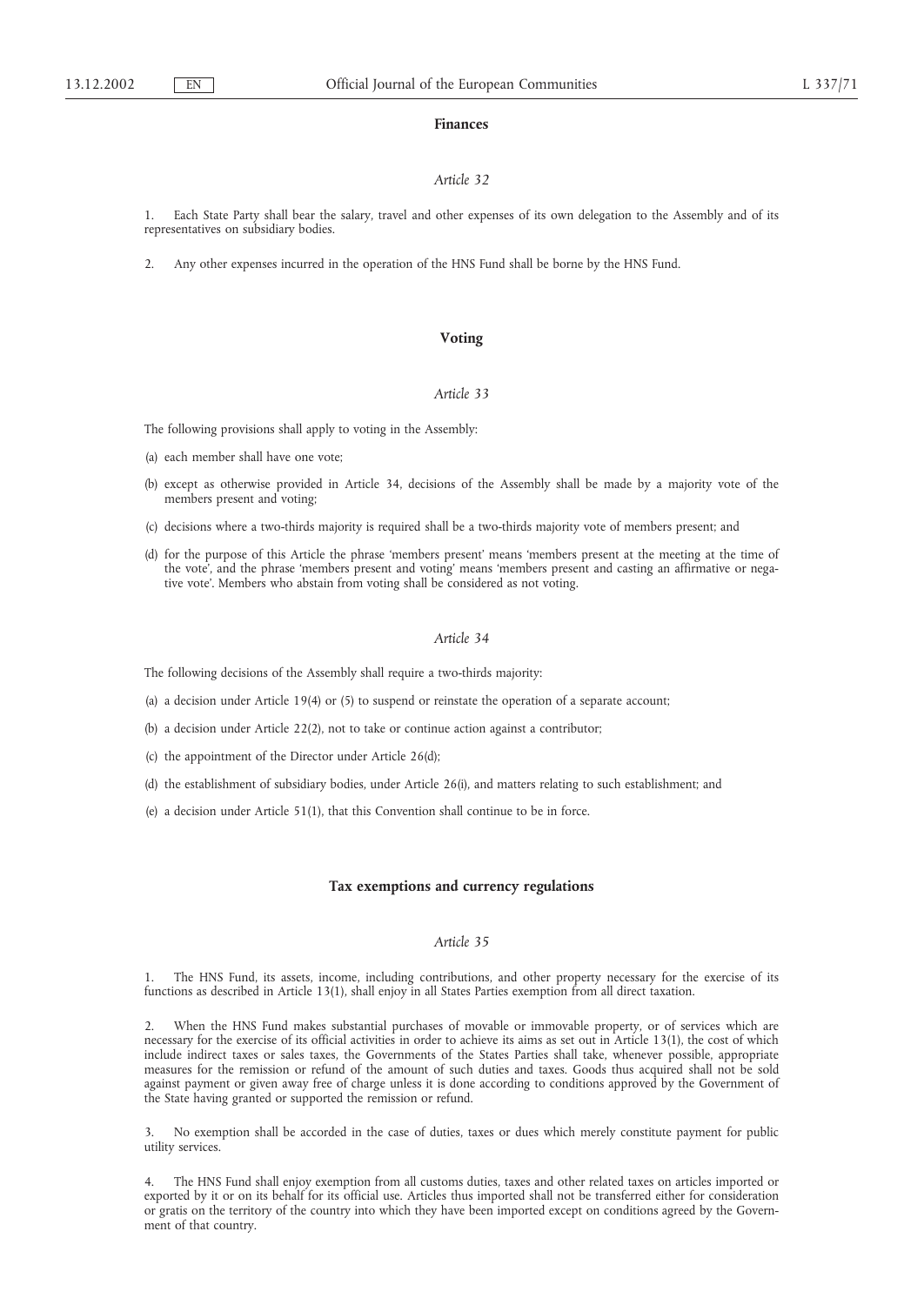## Finances

### *Article 32*

1. Each State Party shall bear the salary, travel and other expenses of its own delegation to the Assembly and of its representatives on subsidiary bodies.

2. Any other expenses incurred in the operation of the HNS Fund shall be borne by the HNS Fund.

## Voting

### *Article 33*

The following provisions shall apply to voting in the Assembly:

(a) each member shall have one vote;

(b) except as otherwise provided in Article 34, decisions of the Assembly shall be made by a majority vote of the members present and voting;

(c) decisions where a two-thirds majority is required shall be a two-thirds majority vote of members present; and

(d) for the purpose of this Article the phrase 'members present' means 'members present at the meeting at the time of the vote', and the phrase 'members present and voting' means 'members present and casting an affirmative or negative vote'. Members who abstain from voting shall be considered as not voting.

### *Article 34*

The following decisions of the Assembly shall require a two-thirds majority:

(a) a decision under Article 19(4) or (5) to suspend or reinstate the operation of a separate account;

(b) a decision under Article 22(2), not to take or continue action against a contributor;

(c) the appointment of the Director under Article 26(d);

(d) the establishment of subsidiary bodies, under Article 26(i), and matters relating to such establishment; and

(e) a decision under Article 51(1), that this Convention shall continue to be in force.

## Tax exemptions and currency regulations

### *Article 35*

1. The HNS Fund, its assets, income, including contributions, and other property necessary for the exercise of its functions as described in Article 13(1), shall enjoy in all States Parties exemption from all direct taxation.

2. When the HNS Fund makes substantial purchases of movable or immovable property, or of services which are necessary for the exercise of its official activities in order to achieve its aims as set out in Article 13(1), the cost of which include indirect taxes or sales taxes, the Governments of the States Parties shall take, whenever possible, appropriate measures for the remission or refund of the amount of such duties and taxes. Goods thus acquired shall not be sold against payment or given away free of charge unless it is done according to conditions approved by the Government of the State having granted or supported the remission or refund.

3. No exemption shall be accorded in the case of duties, taxes or dues which merely constitute payment for public utility services.

4. The HNS Fund shall enjoy exemption from all customs duties, taxes and other related taxes on articles imported or exported by it or on its behalf for its official use. Articles thus imported shall not be transferred either for consideration or gratis on the territory of the country into which they have been imported except on conditions agreed by the Government of that country.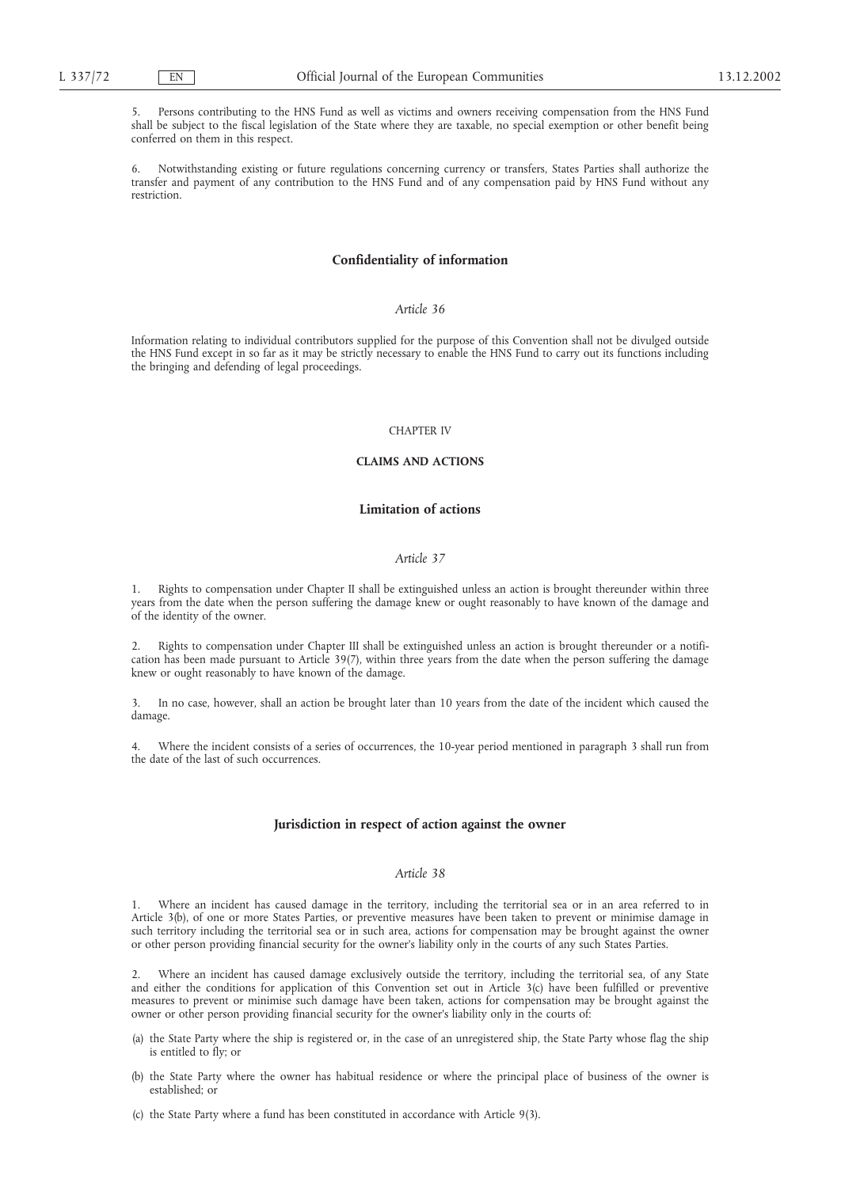5. Persons contributing to the HNS Fund as well as victims and owners receiving compensation from the HNS Fund shall be subject to the fiscal legislation of the State where they are taxable, no special exemption or other benefit being conferred on them in this respect.

6. Notwithstanding existing or future regulations concerning currency or transfers, States Parties shall authorize the transfer and payment of any contribution to the HNS Fund and of any compensation paid by HNS Fund without any restriction.

### Confidentiality of information

*Article 36*

Information relating to individual contributors supplied for the purpose of this Convention shall not be divulged outside the HNS Fund except in so far as it may be strictly necessary to enable the HNS Fund to carry out its functions including the bringing and defending of legal proceedings.

## CHAPTER IV

## CLAIMS AND ACTIONS

### Limitation of actions

*Article 37*

1. Rights to compensation under Chapter II shall be extinguished unless an action is brought thereunder within three years from the date when the person suffering the damage knew or ought reasonably to have known of the damage and of the identity of the owner.

2. Rights to compensation under Chapter III shall be extinguished unless an action is brought thereunder or a notification has been made pursuant to Article 39(7), within three years from the date when the person suffering the damage knew or ought reasonably to have known of the damage.

3. In no case, however, shall an action be brought later than 10 years from the date of the incident which caused the damage.

4. Where the incident consists of a series of occurrences, the 10-year period mentioned in paragraph 3 shall run from the date of the last of such occurrences.

### Jurisdiction in respect of action against the owner

*Article 38*

1. Where an incident has caused damage in the territory, including the territorial sea or in an area referred to in Article 3(b), of one or more States Parties, or preventive measures have been taken to prevent or minimise damage in such territory including the territorial sea or in such area, actions for compensation may be brought against the owner or other person providing financial security for the owner's liability only in the courts of any such States Parties.

2. Where an incident has caused damage exclusively outside the territory, including the territorial sea, of any State and either the conditions for application of this Convention set out in Article 3(c) have been fulfilled or preventive measures to prevent or minimise such damage have been taken, actions for compensation may be brought against the owner or other person providing financial security for the owner's liability only in the courts of:

(a) the State Party where the ship is registered or, in the case of an unregistered ship, the State Party whose flag the ship is entitled to fly; or

(b) the State Party where the owner has habitual residence or where the principal place of business of the owner is established; or

(c) the State Party where a fund has been constituted in accordance with Article 9(3).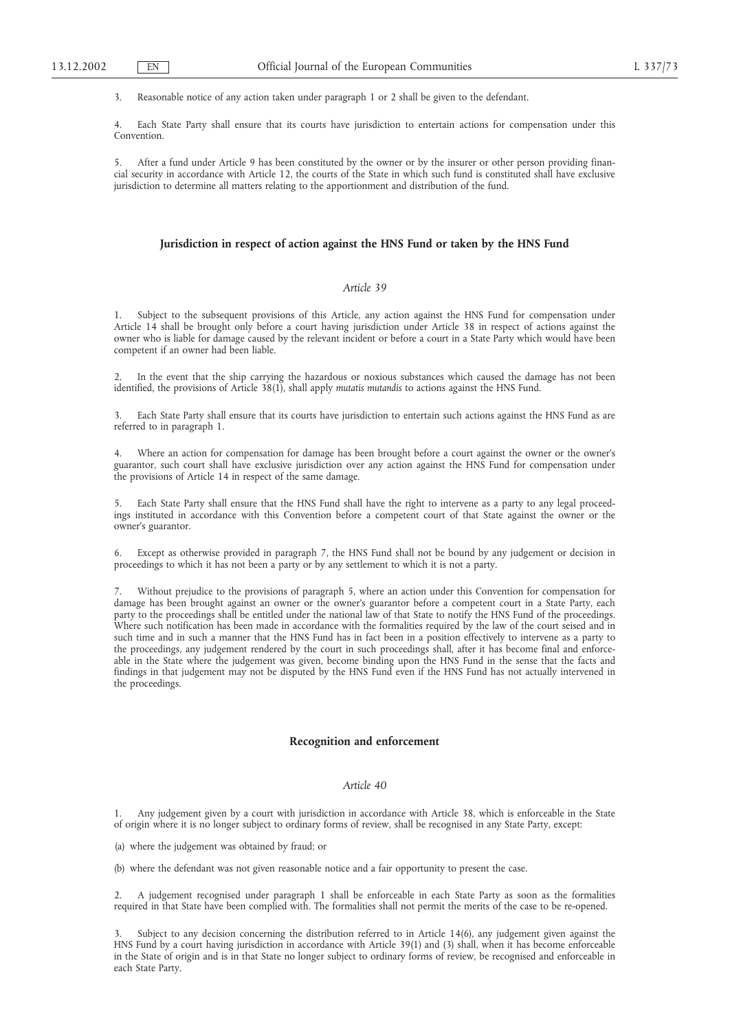3. Reasonable notice of any action taken under paragraph 1 or 2 shall be given to the defendant.

4. Each State Party shall ensure that its courts have jurisdiction to entertain actions for compensation under this Convention.

5. After a fund under Article 9 has been constituted by the owner or by the insurer or other person providing financial security in accordance with Article 12, the courts of the State in which such fund is constituted shall have exclusive jurisdiction to determine all matters relating to the apportionment and distribution of the fund.

**Jurisdiction in respect of action against the HNS Fund or taken by the HNS Fund**

*Article 39*

1. Subject to the subsequent provisions of this Article, any action against the HNS Fund for compensation under Article 14 shall be brought only before a court having jurisdiction under Article 38 in respect of actions against the owner who is liable for damage caused by the relevant incident or before a court in a State Party which would have been competent if an owner had been liable.

2. In the event that the ship carrying the hazardous or noxious substances which caused the damage has not been identified, the provisions of Article 38(1), shall apply *mutatis mutandis* to actions against the HNS Fund.

3. Each State Party shall ensure that its courts have jurisdiction to entertain such actions against the HNS Fund as are referred to in paragraph 1.

4. Where an action for compensation for damage has been brought before a court against the owner or the owner's guarantor, such court shall have exclusive jurisdiction over any action against the HNS Fund for compensation under the provisions of Article 14 in respect of the same damage.

5. Each State Party shall ensure that the HNS Fund shall have the right to intervene as a party to any legal proceedings instituted in accordance with this Convention before a competent court of that State against the owner or the owner's guarantor.

6. Except as otherwise provided in paragraph 7, the HNS Fund shall not be bound by any judgement or decision in proceedings to which it has not been a party or by any settlement to which it is not a party.

7. Without prejudice to the provisions of paragraph 5, where an action under this Convention for compensation for damage has been brought against an owner or the owner's guarantor before a competent court in a State Party, each party to the proceedings shall be entitled under the national law of that State to notify the HNS Fund of the proceedings. Where such notification has been made in accordance with the formalities required by the law of the court seised and in such time and in such a manner that the HNS Fund has in fact been in a position effectively to intervene as a party to the proceedings, any judgement rendered by the court in such proceedings shall, after it has become final and enforceable in the State where the judgement was given, become binding upon the HNS Fund in the sense that the facts and findings in that judgement may not be disputed by the HNS Fund even if the HNS Fund has not actually intervened in the proceedings.

**Recognition and enforcement**

*Article 40*

1. Any judgement given by a court with jurisdiction in accordance with Article 38, which is enforceable in the State of origin where it is no longer subject to ordinary forms of review, shall be recognised in any State Party, except:

(a) where the judgement was obtained by fraud; or

(b) where the defendant was not given reasonable notice and a fair opportunity to present the case.

2. A judgement recognised under paragraph 1 shall be enforceable in each State Party as soon as the formalities required in that State have been complied with. The formalities shall not permit the merits of the case to be re-opened.

3. Subject to any decision concerning the distribution referred to in Article 14(6), any judgement given against the HNS Fund by a court having jurisdiction in accordance with Article 39(1) and (3) shall, when it has become enforceable in the State of origin and is in that State no longer subject to ordinary forms of review, be recognised and enforceable in each State Party.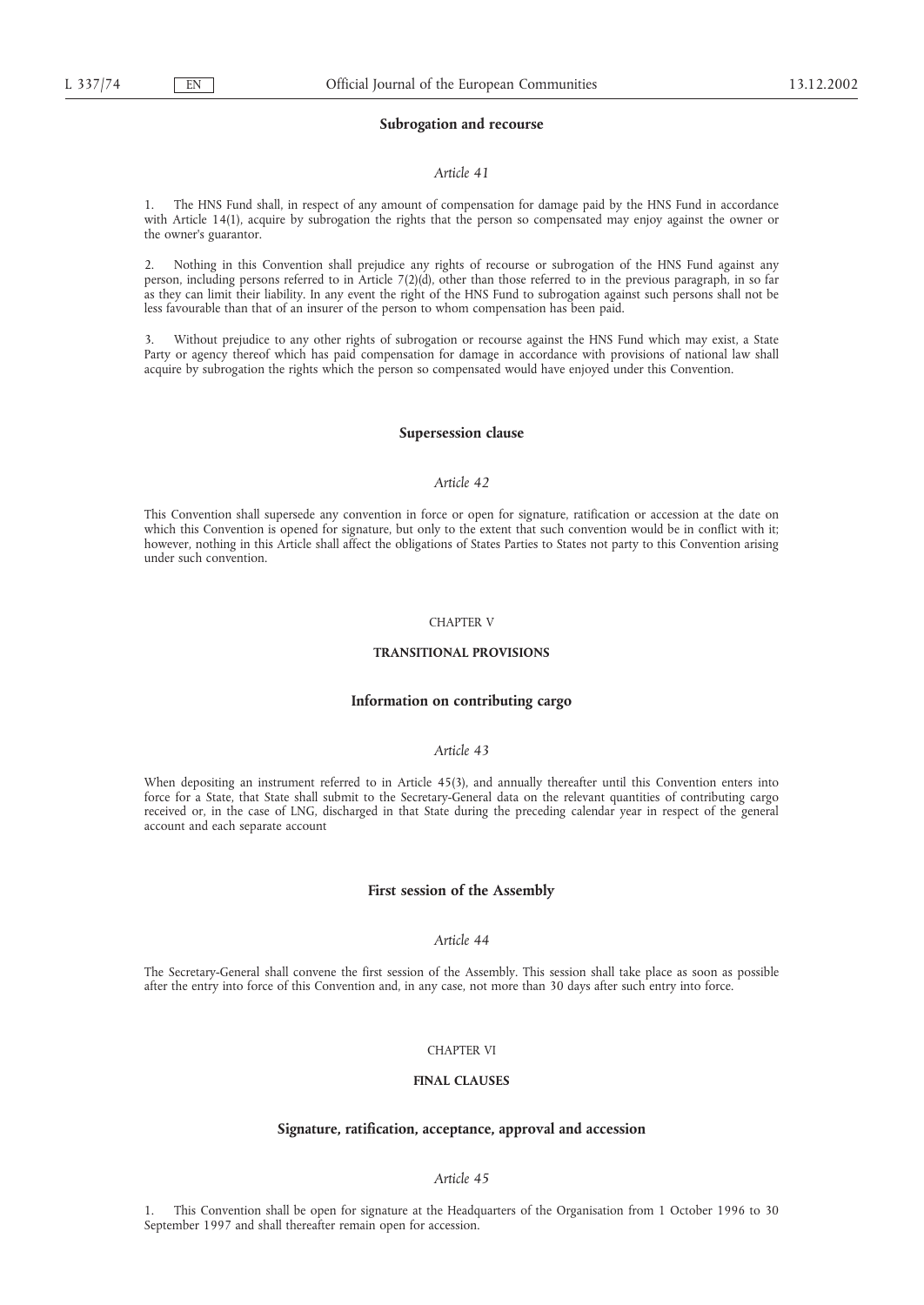### Subrogation and recourse

*Article 41*

1. The HNS Fund shall, in respect of any amount of compensation for damage paid by the HNS Fund in accordance with Article 14(1), acquire by subrogation the rights that the person so compensated may enjoy against the owner or the owner's guarantor.

2. Nothing in this Convention shall prejudice any rights of recourse or subrogation of the HNS Fund against any person, including persons referred to in Article 7(2)(d), other than those referred to in the previous paragraph, in so far as they can limit their liability. In any event the right of the HNS Fund to subrogation against such persons shall not be less favourable than that of an insurer of the person to whom compensation has been paid.

3. Without prejudice to any other rights of subrogation or recourse against the HNS Fund which may exist, a State Party or agency thereof which has paid compensation for damage in accordance with provisions of national law shall acquire by subrogation the rights which the person so compensated would have enjoyed under this Convention.

### Supersession clause

*Article 42*

This Convention shall supersede any convention in force or open for signature, ratification or accession at the date on which this Convention is opened for signature, but only to the extent that such convention would be in conflict with it; however, nothing in this Article shall affect the obligations of States Parties to States not party to this Convention arising under such convention.

## CHAPTER V

## TRANSITIONAL PROVISIONS

### Information on contributing cargo

*Article 43*

When depositing an instrument referred to in Article 45(3), and annually thereafter until this Convention enters into force for a State, that State shall submit to the Secretary-General data on the relevant quantities of contributing cargo received or, in the case of LNG, discharged in that State during the preceding calendar year in respect of the general account and each separate account

### First session of the Assembly

*Article 44*

The Secretary-General shall convene the first session of the Assembly. This session shall take place as soon as possible after the entry into force of this Convention and, in any case, not more than 30 days after such entry into force.

## CHAPTER VI

## FINAL CLAUSES

### Signature, ratification, acceptance, approval and accession

*Article 45*

1. This Convention shall be open for signature at the Headquarters of the Organisation from 1 October 1996 to 30 September 1997 and shall thereafter remain open for accession.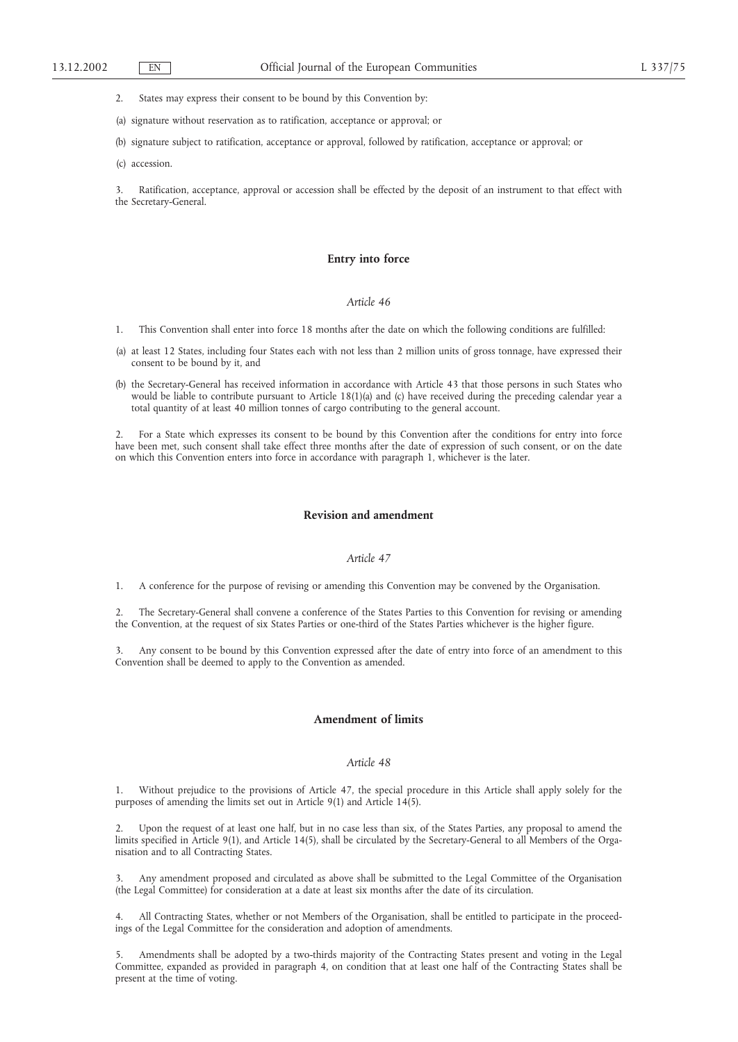2. States may express their consent to be bound by this Convention by:

(a) signature without reservation as to ratification, acceptance or approval; or

(b) signature subject to ratification, acceptance or approval, followed by ratification, acceptance or approval; or

(c) accession.

3. Ratification, acceptance, approval or accession shall be effected by the deposit of an instrument to that effect with the Secretary-General.

**Entry into force**

*Article 46*

1. This Convention shall enter into force 18 months after the date on which the following conditions are fulfilled:

(a) at least 12 States, including four States each with not less than 2 million units of gross tonnage, have expressed their consent to be bound by it, and

(b) the Secretary-General has received information in accordance with Article 43 that those persons in such States who would be liable to contribute pursuant to Article 18(1)(a) and (c) have received during the preceding calendar year a total quantity of at least 40 million tonnes of cargo contributing to the general account.

2. For a State which expresses its consent to be bound by this Convention after the conditions for entry into force have been met, such consent shall take effect three months after the date of expression of such consent, or on the date on which this Convention enters into force in accordance with paragraph 1, whichever is the later.

**Revision and amendment**

*Article 47*

1. A conference for the purpose of revising or amending this Convention may be convened by the Organisation.

2. The Secretary-General shall convene a conference of the States Parties to this Convention for revising or amending the Convention, at the request of six States Parties or one-third of the States Parties whichever is the higher figure.

3. Any consent to be bound by this Convention expressed after the date of entry into force of an amendment to this Convention shall be deemed to apply to the Convention as amended.

**Amendment of limits**

*Article 48*

1. Without prejudice to the provisions of Article 47, the special procedure in this Article shall apply solely for the purposes of amending the limits set out in Article 9(1) and Article 14(5).

2. Upon the request of at least one half, but in no case less than six, of the States Parties, any proposal to amend the limits specified in Article 9(1), and Article 14(5), shall be circulated by the Secretary-General to all Members of the Organisation and to all Contracting States.

3. Any amendment proposed and circulated as above shall be submitted to the Legal Committee of the Organisation (the Legal Committee) for consideration at a date at least six months after the date of its circulation.

4. All Contracting States, whether or not Members of the Organisation, shall be entitled to participate in the proceedings of the Legal Committee for the consideration and adoption of amendments.

5. Amendments shall be adopted by a two-thirds majority of the Contracting States present and voting in the Legal Committee, expanded as provided in paragraph 4, on condition that at least one half of the Contracting States shall be present at the time of voting.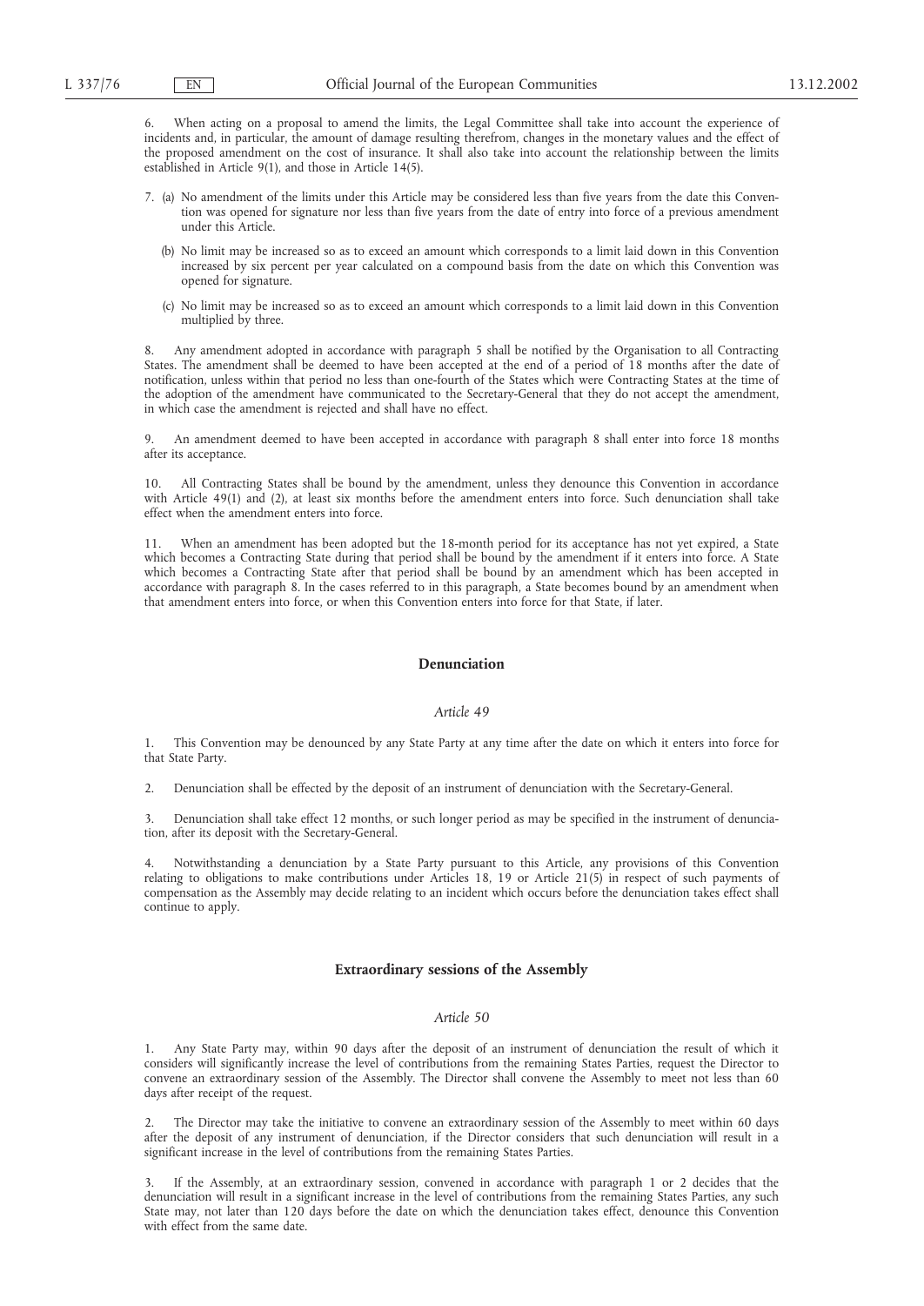6. When acting on a proposal to amend the limits, the Legal Committee shall take into account the experience of incidents and, in particular, the amount of damage resulting therefrom, changes in the monetary values and the effect of the proposed amendment on the cost of insurance. It shall also take into account the relationship between the limits established in Article 9(1), and those in Article 14(5).

7. (a) No amendment of the limits under this Article may be considered less than five years from the date this Convention was opened for signature nor less than five years from the date of entry into force of a previous amendment under this Article.

   (b) No limit may be increased so as to exceed an amount which corresponds to a limit laid down in this Convention increased by six percent per year calculated on a compound basis from the date on which this Convention was opened for signature.

   (c) No limit may be increased so as to exceed an amount which corresponds to a limit laid down in this Convention multiplied by three.

8. Any amendment adopted in accordance with paragraph 5 shall be notified by the Organisation to all Contracting States. The amendment shall be deemed to have been accepted at the end of a period of 18 months after the date of notification, unless within that period no less than one-fourth of the States which were Contracting States at the time of the adoption of the amendment have communicated to the Secretary-General that they do not accept the amendment, in which case the amendment is rejected and shall have no effect.

9. An amendment deemed to have been accepted in accordance with paragraph 8 shall enter into force 18 months after its acceptance.

10. All Contracting States shall be bound by the amendment, unless they denounce this Convention in accordance with Article 49(1) and (2), at least six months before the amendment enters into force. Such denunciation shall take effect when the amendment enters into force.

11. When an amendment has been adopted but the 18-month period for its acceptance has not yet expired, a State which becomes a Contracting State during that period shall be bound by the amendment if it enters into force. A State which becomes a Contracting State after that period shall be bound by an amendment which has been accepted in accordance with paragraph 8. In the cases referred to in this paragraph, a State becomes bound by an amendment when that amendment enters into force, or when this Convention enters into force for that State, if later.

## Denunciation

*Article 49*

1. This Convention may be denounced by any State Party at any time after the date on which it enters into force for that State Party.

2. Denunciation shall be effected by the deposit of an instrument of denunciation with the Secretary-General.

3. Denunciation shall take effect 12 months, or such longer period as may be specified in the instrument of denunciation, after its deposit with the Secretary-General.

4. Notwithstanding a denunciation by a State Party pursuant to this Article, any provisions of this Convention relating to obligations to make contributions under Articles 18, 19 or Article 21(5) in respect of such payments of compensation as the Assembly may decide relating to an incident which occurs before the denunciation takes effect shall continue to apply.

## Extraordinary sessions of the Assembly

*Article 50*

1. Any State Party may, within 90 days after the deposit of an instrument of denunciation the result of which it considers will significantly increase the level of contributions from the remaining States Parties, request the Director to convene an extraordinary session of the Assembly. The Director shall convene the Assembly to meet not less than 60 days after receipt of the request.

2. The Director may take the initiative to convene an extraordinary session of the Assembly to meet within 60 days after the deposit of any instrument of denunciation, if the Director considers that such denunciation will result in a significant increase in the level of contributions from the remaining States Parties.

3. If the Assembly, at an extraordinary session, convened in accordance with paragraph 1 or 2 decides that the denunciation will result in a significant increase in the level of contributions from the remaining States Parties, any such State may, not later than 120 days before the date on which the denunciation takes effect, denounce this Convention with effect from the same date.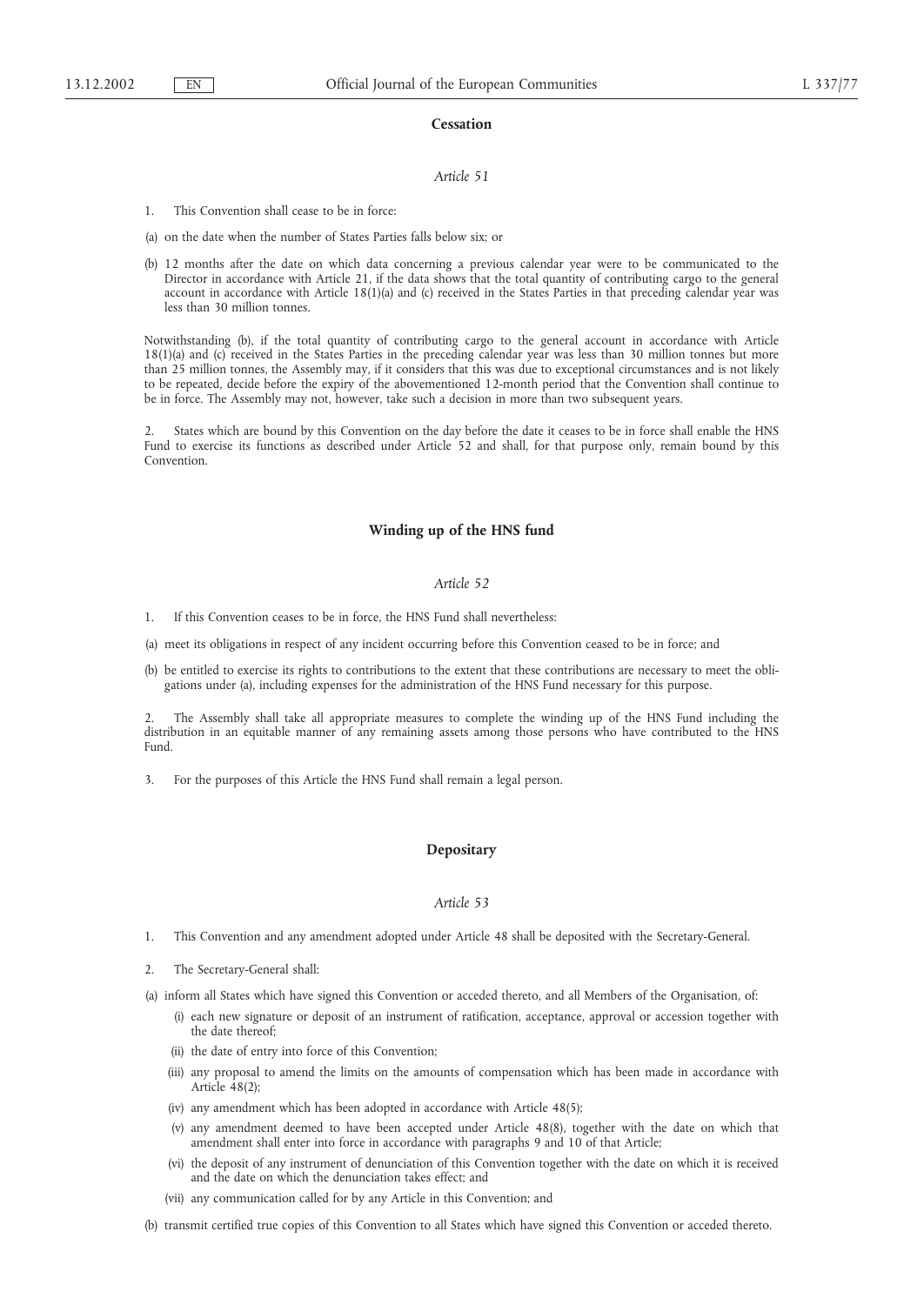## Cessation

*Article 51*

1. This Convention shall cease to be in force:

(a) on the date when the number of States Parties falls below six; or

(b) 12 months after the date on which data concerning a previous calendar year were to be communicated to the Director in accordance with Article 21, if the data shows that the total quantity of contributing cargo to the general account in accordance with Article 18(1)(a) and (c) received in the States Parties in that preceding calendar year was less than 30 million tonnes.

Notwithstanding (b), if the total quantity of contributing cargo to the general account in accordance with Article 18(1)(a) and (c) received in the States Parties in the preceding calendar year was less than 30 million tonnes but more than 25 million tonnes, the Assembly may, if it considers that this was due to exceptional circumstances and is not likely to be repeated, decide before the expiry of the abovementioned 12-month period that the Convention shall continue to be in force. The Assembly may not, however, take such a decision in more than two subsequent years.

2. States which are bound by this Convention on the day before the date it ceases to be in force shall enable the HNS Fund to exercise its functions as described under Article 52 and shall, for that purpose only, remain bound by this Convention.

## Winding up of the HNS fund

*Article 52*

1. If this Convention ceases to be in force, the HNS Fund shall nevertheless:

(a) meet its obligations in respect of any incident occurring before this Convention ceased to be in force; and

(b) be entitled to exercise its rights to contributions to the extent that these contributions are necessary to meet the obligations under (a), including expenses for the administration of the HNS Fund necessary for this purpose.

2. The Assembly shall take all appropriate measures to complete the winding up of the HNS Fund including the distribution in an equitable manner of any remaining assets among those persons who have contributed to the HNS Fund.

3. For the purposes of this Article the HNS Fund shall remain a legal person.

## Depositary

*Article 53*

1. This Convention and any amendment adopted under Article 48 shall be deposited with the Secretary-General.

2. The Secretary-General shall:

(a) inform all States which have signed this Convention or acceded thereto, and all Members of the Organisation, of:

   (i) each new signature or deposit of an instrument of ratification, acceptance, approval or accession together with the date thereof;

   (ii) the date of entry into force of this Convention;

   (iii) any proposal to amend the limits on the amounts of compensation which has been made in accordance with Article 48(2);

   (iv) any amendment which has been adopted in accordance with Article 48(5);

   (v) any amendment deemed to have been accepted under Article 48(8), together with the date on which that amendment shall enter into force in accordance with paragraphs 9 and 10 of that Article;

   (vi) the deposit of any instrument of denunciation of this Convention together with the date on which it is received and the date on which the denunciation takes effect; and

   (vii) any communication called for by any Article in this Convention; and

(b) transmit certified true copies of this Convention to all States which have signed this Convention or acceded thereto.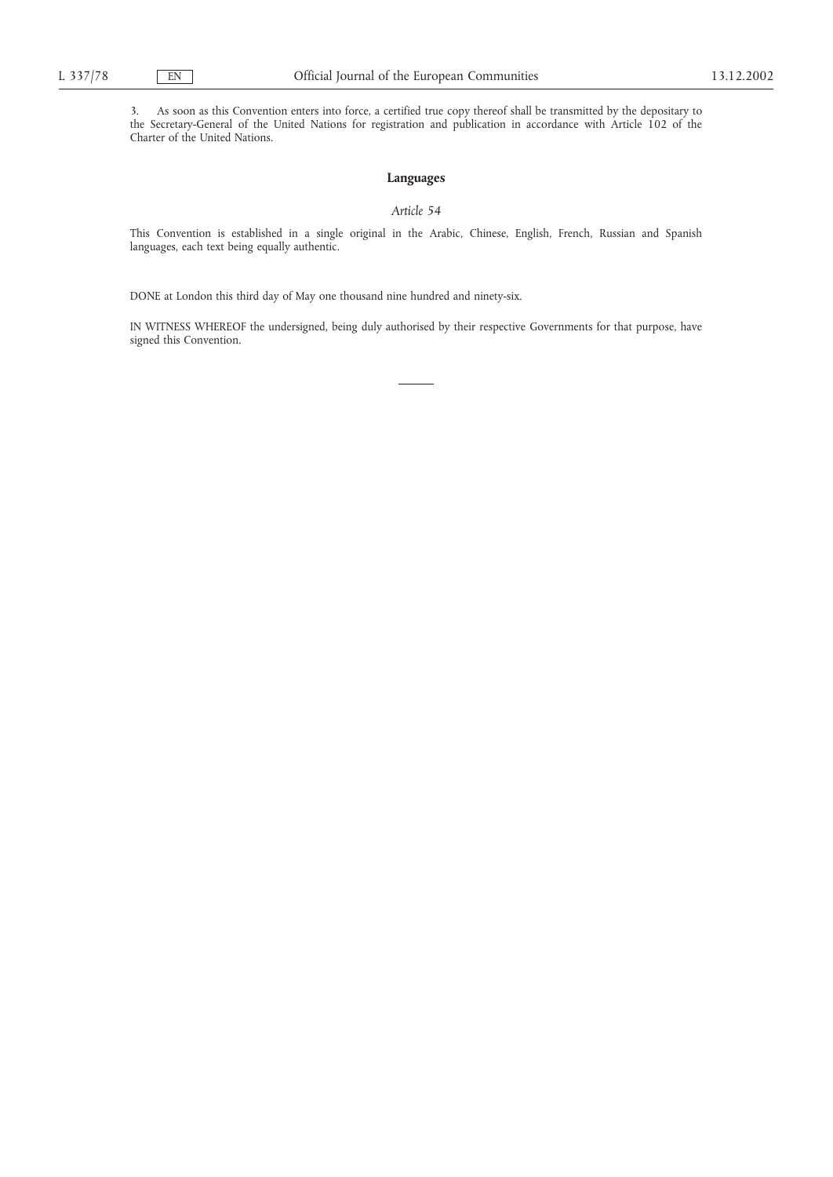3. As soon as this Convention enters into force, a certified true copy thereof shall be transmitted by the depositary to the Secretary-General of the United Nations for registration and publication in accordance with Article 102 of the Charter of the United Nations.

## Languages

*Article 54*

This Convention is established in a single original in the Arabic, Chinese, English, French, Russian and Spanish languages, each text being equally authentic.

DONE at London this third day of May one thousand nine hundred and ninety-six.

IN WITNESS WHEREOF the undersigned, being duly authorised by their respective Governments for that purpose, have signed this Convention.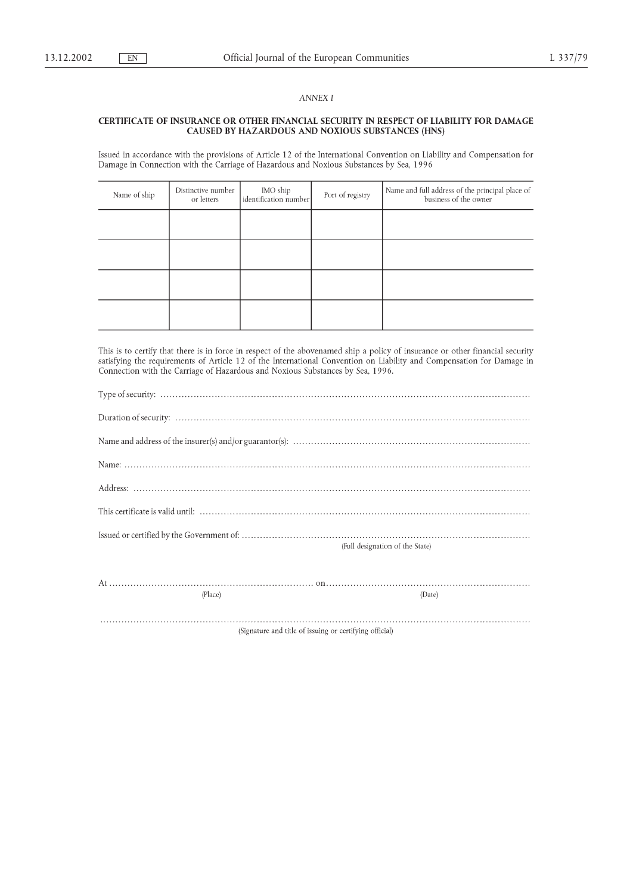*ANNEX I*

**CERTIFICATE OF INSURANCE OR OTHER FINANCIAL SECURITY IN RESPECT OF LIABILITY FOR DAMAGE CAUSED BY HAZARDOUS AND NOXIOUS SUBSTANCES (HNS)**

Issued in accordance with the provisions of Article 12 of the International Convention on Liability and Compensation for Damage in Connection with the Carriage of Hazardous and Noxious Substances by Sea, 1996

| Name of ship | Distinctive number or letters | IMO ship identification number | Port of registry | Name and full address of the principal place of business of the owner |
|---|---|---|---|---|
| | | | | |
| | | | | |
| | | | | |
| | | | | |

This is to certify that there is in force in respect of the abovenamed ship a policy of insurance or other financial security satisfying the requirements of Article 12 of the International Convention on Liability and Compensation for Damage in Connection with the Carriage of Hazardous and Noxious Substances by Sea, 1996.

Type of security: ..........................................................................................................................

Duration of security: ......................................................................................................................

Name and address of the insurer(s) and/or guarantor(s): ..............................................................................

Name: ..........................................................................................................................................

Address: ......................................................................................................................................

This certificate is valid until: ...............................................................................................................

Issued or certified by the Government of: ...............................................................................................
(Full designation of the State)

At .................................................................... on ....................................................................
(Place) (Date)

.................................................................................................................................................
(Signature and title of issuing or certifying official)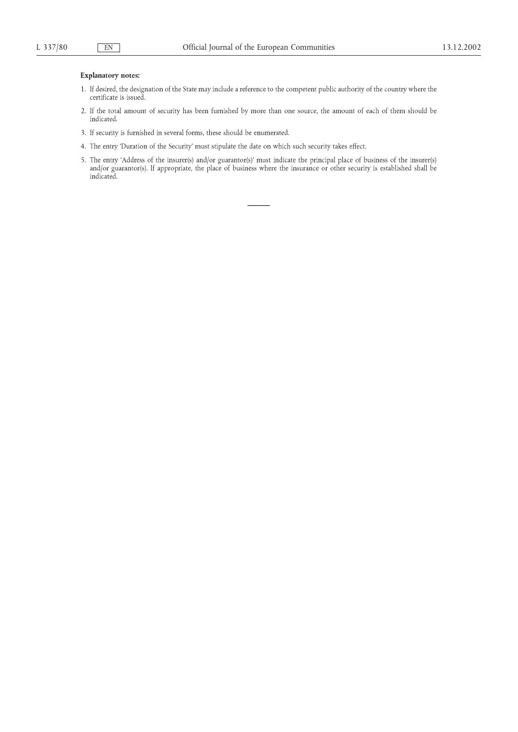**Explanatory notes:**

1. If desired, the designation of the State may include a reference to the competent public authority of the country where the certificate is issued.
2. If the total amount of security has been furnished by more than one source, the amount of each of them should be indicated.
3. If security is furnished in several forms, these should be enumerated.
4. The entry 'Duration of the Security' must stipulate the date on which such security takes effect.
5. The entry 'Address of the insurer(s) and/or guarantor(s)' must indicate the principal place of business of the insurer(s) and/or guarantor(s). If appropriate, the place of business where the insurance or other security is established shall be indicated.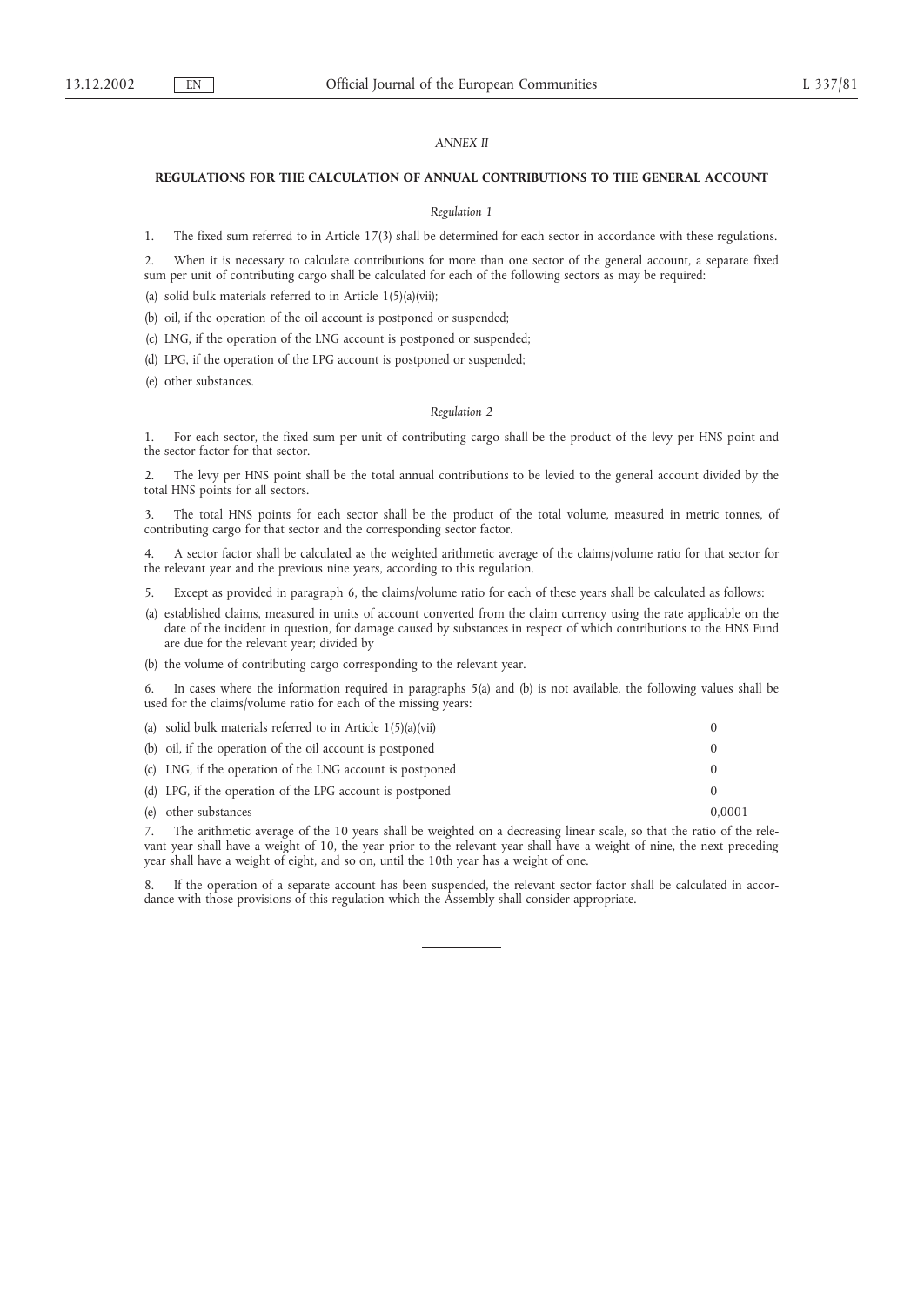*ANNEX II*

## REGULATIONS FOR THE CALCULATION OF ANNUAL CONTRIBUTIONS TO THE GENERAL ACCOUNT

*Regulation 1*

1. The fixed sum referred to in Article 17(3) shall be determined for each sector in accordance with these regulations.

2. When it is necessary to calculate contributions for more than one sector of the general account, a separate fixed sum per unit of contributing cargo shall be calculated for each of the following sectors as may be required:

(a) solid bulk materials referred to in Article 1(5)(a)(vii);

(b) oil, if the operation of the oil account is postponed or suspended;

(c) LNG, if the operation of the LNG account is postponed or suspended;

(d) LPG, if the operation of the LPG account is postponed or suspended;

(e) other substances.

*Regulation 2*

1. For each sector, the fixed sum per unit of contributing cargo shall be the product of the levy per HNS point and the sector factor for that sector.

2. The levy per HNS point shall be the total annual contributions to be levied to the general account divided by the total HNS points for all sectors.

3. The total HNS points for each sector shall be the product of the total volume, measured in metric tonnes, of contributing cargo for that sector and the corresponding sector factor.

4. A sector factor shall be calculated as the weighted arithmetic average of the claims/volume ratio for that sector for the relevant year and the previous nine years, according to this regulation.

5. Except as provided in paragraph 6, the claims/volume ratio for each of these years shall be calculated as follows:

(a) established claims, measured in units of account converted from the claim currency using the rate applicable on the date of the incident in question, for damage caused by substances in respect of which contributions to the HNS Fund are due for the relevant year; divided by

(b) the volume of contributing cargo corresponding to the relevant year.

6. In cases where the information required in paragraphs 5(a) and (b) is not available, the following values shall be used for the claims/volume ratio for each of the missing years:

| | |
|---|---|
| (a) solid bulk materials referred to in Article 1(5)(a)(vii) | 0 |
| (b) oil, if the operation of the oil account is postponed | 0 |
| (c) LNG, if the operation of the LNG account is postponed | 0 |
| (d) LPG, if the operation of the LPG account is postponed | 0 |
| (e) other substances | 0,0001 |

7. The arithmetic average of the 10 years shall be weighted on a decreasing linear scale, so that the ratio of the relevant year shall have a weight of 10, the year prior to the relevant year shall have a weight of nine, the next preceding year shall have a weight of eight, and so on, until the 10th year has a weight of one.

8. If the operation of a separate account has been suspended, the relevant sector factor shall be calculated in accordance with those provisions of this regulation which the Assembly shall consider appropriate.